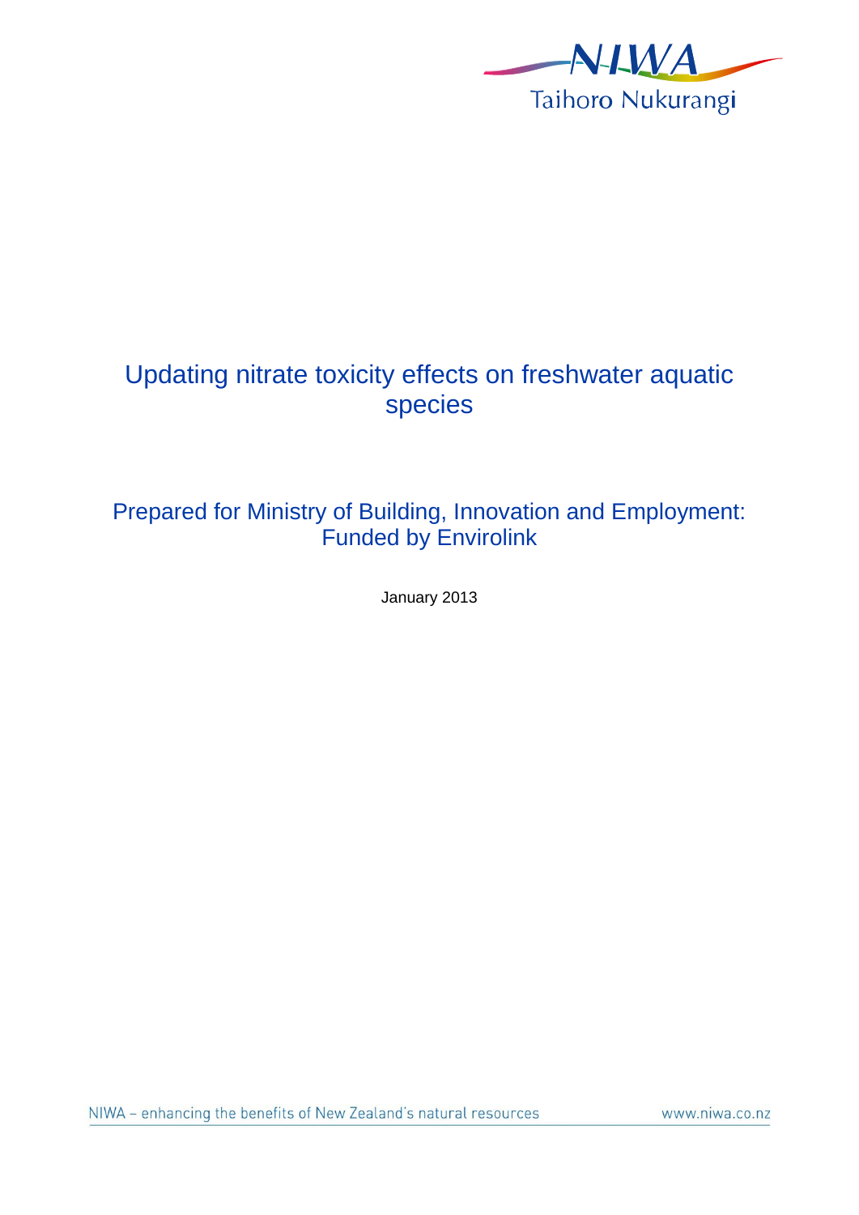# Updating nitrate toxicity effects on freshwater aquatic species

## Prepared for Ministry of Building, Innovation and Employment: Funded by Envirolink

January 2013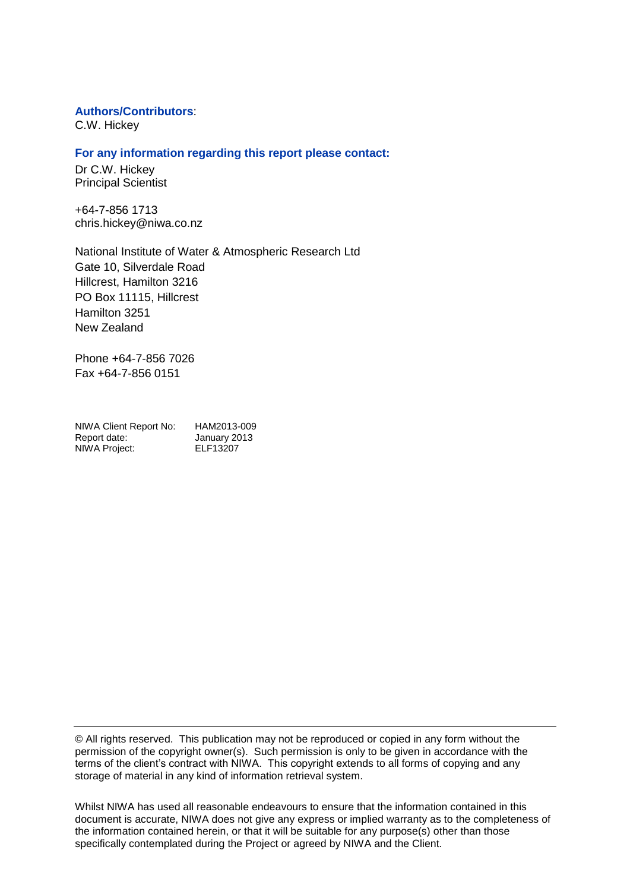**Authors/Contributors**:
C.W. Hickey

**For any information regarding this report please contact:**

Dr C.W. Hickey
Principal Scientist

+64-7-856 1713
chris.hickey@niwa.co.nz

National Institute of Water & Atmospheric Research Ltd
Gate 10, Silverdale Road
Hillcrest, Hamilton 3216
PO Box 11115, Hillcrest
Hamilton 3251
New Zealand

Phone +64-7-856 7026
Fax +64-7-856 0151

| | |
|---|---|
| NIWA Client Report No: | HAM2013-009 |
| Report date: | January 2013 |
| NIWA Project: | ELF13207 |

---

© All rights reserved. This publication may not be reproduced or copied in any form without the permission of the copyright owner(s). Such permission is only to be given in accordance with the terms of the client's contract with NIWA. This copyright extends to all forms of copying and any storage of material in any kind of information retrieval system.

Whilst NIWA has used all reasonable endeavours to ensure that the information contained in this document is accurate, NIWA does not give any express or implied warranty as to the completeness of the information contained herein, or that it will be suitable for any purpose(s) other than those specifically contemplated during the Project or agreed by NIWA and the Client.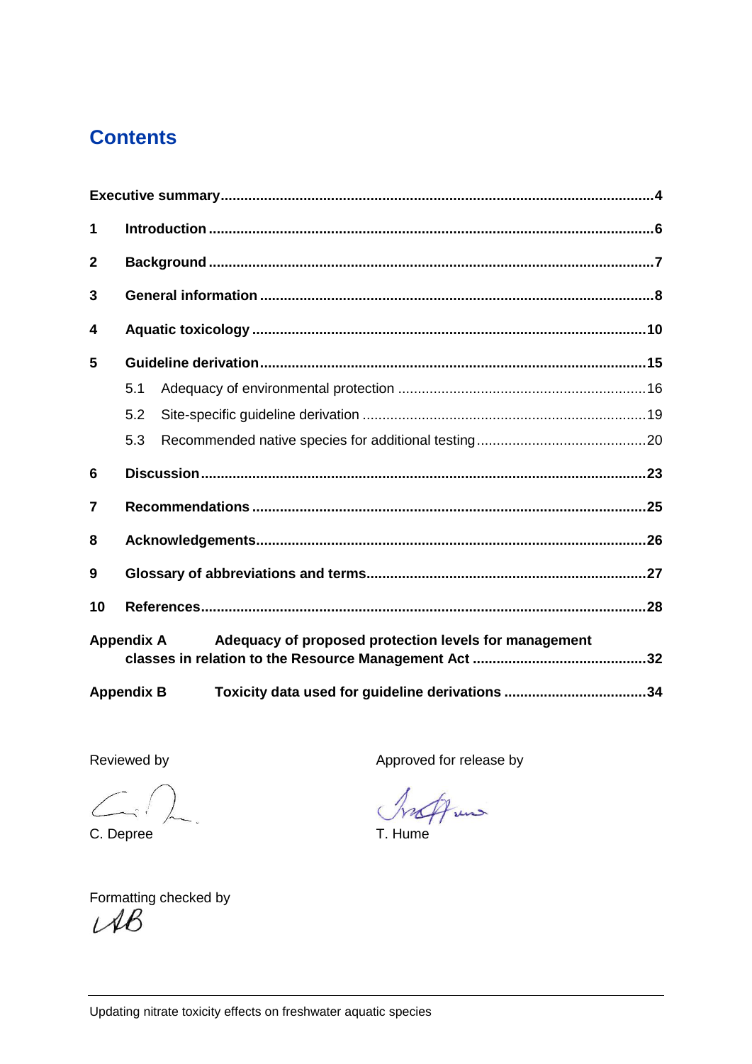# Contents

**Executive summary** ........................................................................................................ **4**

**1 Introduction** ........................................................................................................ **6**

**2 Background** ........................................................................................................ **7**

**3 General information** ........................................................................................................ **8**

**4 Aquatic toxicology** ........................................................................................................ **10**

**5 Guideline derivation** ........................................................................................................ **15**

- 5.1 Adequacy of environmental protection ........................................................................ 16
- 5.2 Site-specific guideline derivation ........................................................................ 19
- 5.3 Recommended native species for additional testing ........................................................ 20

**6 Discussion** ........................................................................................................ **23**

**7 Recommendations** ........................................................................................................ **25**

**8 Acknowledgements** ........................................................................................................ **26**

**9 Glossary of abbreviations and terms** ........................................................................ **27**

**10 References** ........................................................................................................ **28**

**Appendix A Adequacy of proposed protection levels for management classes in relation to the Resource Management Act** ........................................ **32**

**Appendix B Toxicity data used for guideline derivations** ........................................ **34**

Reviewed by

C. Depree

Approved for release by

T. Hume

Formatting checked by

AB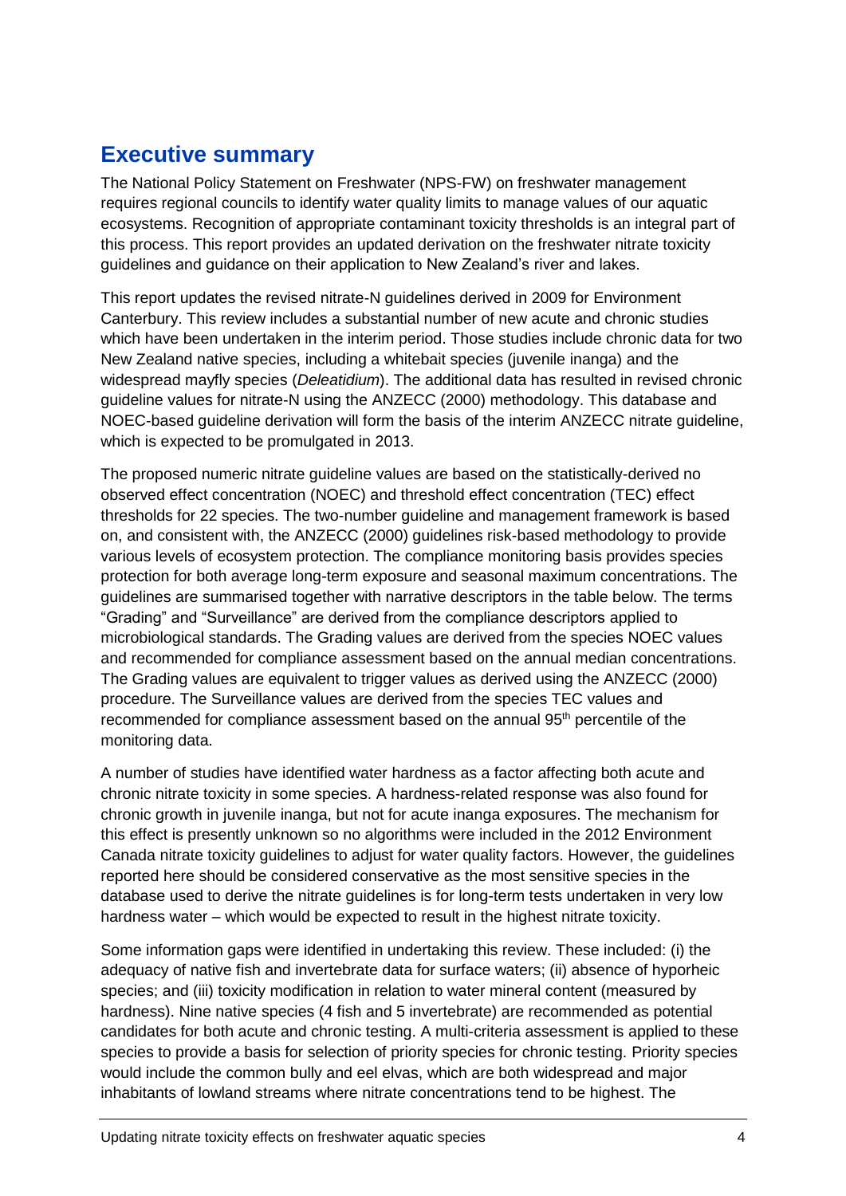## Executive summary

The National Policy Statement on Freshwater (NPS-FW) on freshwater management requires regional councils to identify water quality limits to manage values of our aquatic ecosystems. Recognition of appropriate contaminant toxicity thresholds is an integral part of this process. This report provides an updated derivation on the freshwater nitrate toxicity guidelines and guidance on their application to New Zealand's river and lakes.

This report updates the revised nitrate-N guidelines derived in 2009 for Environment Canterbury. This review includes a substantial number of new acute and chronic studies which have been undertaken in the interim period. Those studies include chronic data for two New Zealand native species, including a whitebait species (juvenile inanga) and the widespread mayfly species (*Deleatidium*). The additional data has resulted in revised chronic guideline values for nitrate-N using the ANZECC (2000) methodology. This database and NOEC-based guideline derivation will form the basis of the interim ANZECC nitrate guideline, which is expected to be promulgated in 2013.

The proposed numeric nitrate guideline values are based on the statistically-derived no observed effect concentration (NOEC) and threshold effect concentration (TEC) effect thresholds for 22 species. The two-number guideline and management framework is based on, and consistent with, the ANZECC (2000) guidelines risk-based methodology to provide various levels of ecosystem protection. The compliance monitoring basis provides species protection for both average long-term exposure and seasonal maximum concentrations. The guidelines are summarised together with narrative descriptors in the table below. The terms "Grading" and "Surveillance" are derived from the compliance descriptors applied to microbiological standards. The Grading values are derived from the species NOEC values and recommended for compliance assessment based on the annual median concentrations. The Grading values are equivalent to trigger values as derived using the ANZECC (2000) procedure. The Surveillance values are derived from the species TEC values and recommended for compliance assessment based on the annual 95th percentile of the monitoring data.

A number of studies have identified water hardness as a factor affecting both acute and chronic nitrate toxicity in some species. A hardness-related response was also found for chronic growth in juvenile inanga, but not for acute inanga exposures. The mechanism for this effect is presently unknown so no algorithms were included in the 2012 Environment Canada nitrate toxicity guidelines to adjust for water quality factors. However, the guidelines reported here should be considered conservative as the most sensitive species in the database used to derive the nitrate guidelines is for long-term tests undertaken in very low hardness water – which would be expected to result in the highest nitrate toxicity.

Some information gaps were identified in undertaking this review. These included: (i) the adequacy of native fish and invertebrate data for surface waters; (ii) absence of hyporheic species; and (iii) toxicity modification in relation to water mineral content (measured by hardness). Nine native species (4 fish and 5 invertebrate) are recommended as potential candidates for both acute and chronic testing. A multi-criteria assessment is applied to these species to provide a basis for selection of priority species for chronic testing. Priority species would include the common bully and eel elvas, which are both widespread and major inhabitants of lowland streams where nitrate concentrations tend to be highest. The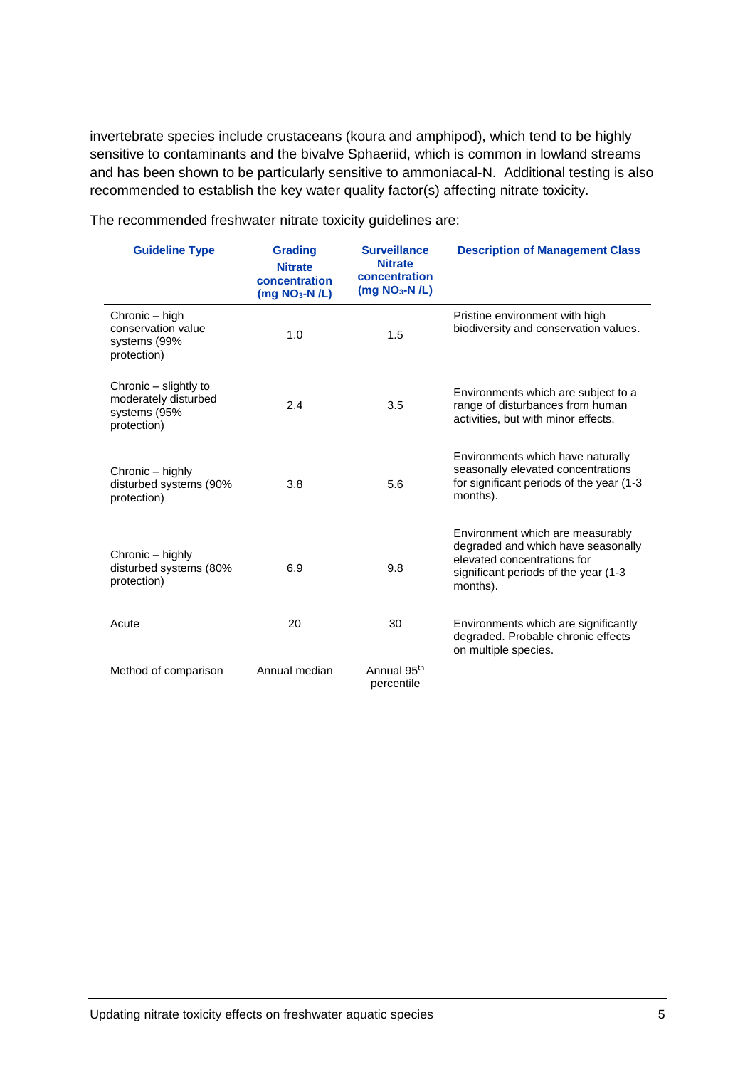invertebrate species include crustaceans (koura and amphipod), which tend to be highly sensitive to contaminants and the bivalve Sphaeriid, which is common in lowland streams and has been shown to be particularly sensitive to ammoniacal-N. Additional testing is also recommended to establish the key water quality factor(s) affecting nitrate toxicity.

The recommended freshwater nitrate toxicity guidelines are:

| Guideline Type | Grading Nitrate concentration (mg $NO_3$-N /L) | Surveillance Nitrate concentration (mg $NO_3$-N /L) | Description of Management Class |
|---|---|---|---|
| Chronic – high conservation value systems (99% protection) | 1.0 | 1.5 | Pristine environment with high biodiversity and conservation values. |
| Chronic – slightly to moderately disturbed systems (95% protection) | 2.4 | 3.5 | Environments which are subject to a range of disturbances from human activities, but with minor effects. |
| Chronic – highly disturbed systems (90% protection) | 3.8 | 5.6 | Environments which have naturally seasonally elevated concentrations for significant periods of the year (1-3 months). |
| Chronic – highly disturbed systems (80% protection) | 6.9 | 9.8 | Environment which are measurably degraded and which have seasonally elevated concentrations for significant periods of the year (1-3 months). |
| Acute | 20 | 30 | Environments which are significantly degraded. Probable chronic effects on multiple species. |
| Method of comparison | Annual median | Annual 95$^{th}$ percentile | |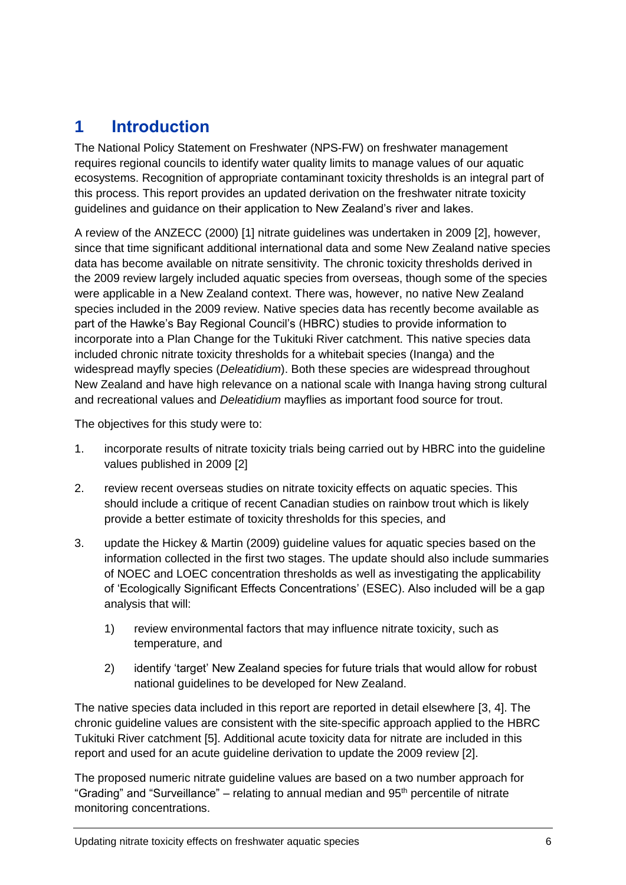# 1 Introduction

The National Policy Statement on Freshwater (NPS-FW) on freshwater management requires regional councils to identify water quality limits to manage values of our aquatic ecosystems. Recognition of appropriate contaminant toxicity thresholds is an integral part of this process. This report provides an updated derivation on the freshwater nitrate toxicity guidelines and guidance on their application to New Zealand's river and lakes.

A review of the ANZECC (2000) [1] nitrate guidelines was undertaken in 2009 [2], however, since that time significant additional international data and some New Zealand native species data has become available on nitrate sensitivity. The chronic toxicity thresholds derived in the 2009 review largely included aquatic species from overseas, though some of the species were applicable in a New Zealand context. There was, however, no native New Zealand species included in the 2009 review. Native species data has recently become available as part of the Hawke's Bay Regional Council's (HBRC) studies to provide information to incorporate into a Plan Change for the Tukituki River catchment. This native species data included chronic nitrate toxicity thresholds for a whitebait species (Inanga) and the widespread mayfly species (*Deleatidium*). Both these species are widespread throughout New Zealand and have high relevance on a national scale with Inanga having strong cultural and recreational values and *Deleatidium* mayflies as important food source for trout.

The objectives for this study were to:

1. incorporate results of nitrate toxicity trials being carried out by HBRC into the guideline values published in 2009 [2]
2. review recent overseas studies on nitrate toxicity effects on aquatic species. This should include a critique of recent Canadian studies on rainbow trout which is likely provide a better estimate of toxicity thresholds for this species, and
3. update the Hickey & Martin (2009) guideline values for aquatic species based on the information collected in the first two stages. The update should also include summaries of NOEC and LOEC concentration thresholds as well as investigating the applicability of 'Ecologically Significant Effects Concentrations' (ESEC). Also included will be a gap analysis that will:
    1) review environmental factors that may influence nitrate toxicity, such as temperature, and
    2) identify 'target' New Zealand species for future trials that would allow for robust national guidelines to be developed for New Zealand.

The native species data included in this report are reported in detail elsewhere [3, 4]. The chronic guideline values are consistent with the site-specific approach applied to the HBRC Tukituki River catchment [5]. Additional acute toxicity data for nitrate are included in this report and used for an acute guideline derivation to update the 2009 review [2].

The proposed numeric nitrate guideline values are based on a two number approach for "Grading" and "Surveillance" – relating to annual median and 95$^{th}$ percentile of nitrate monitoring concentrations.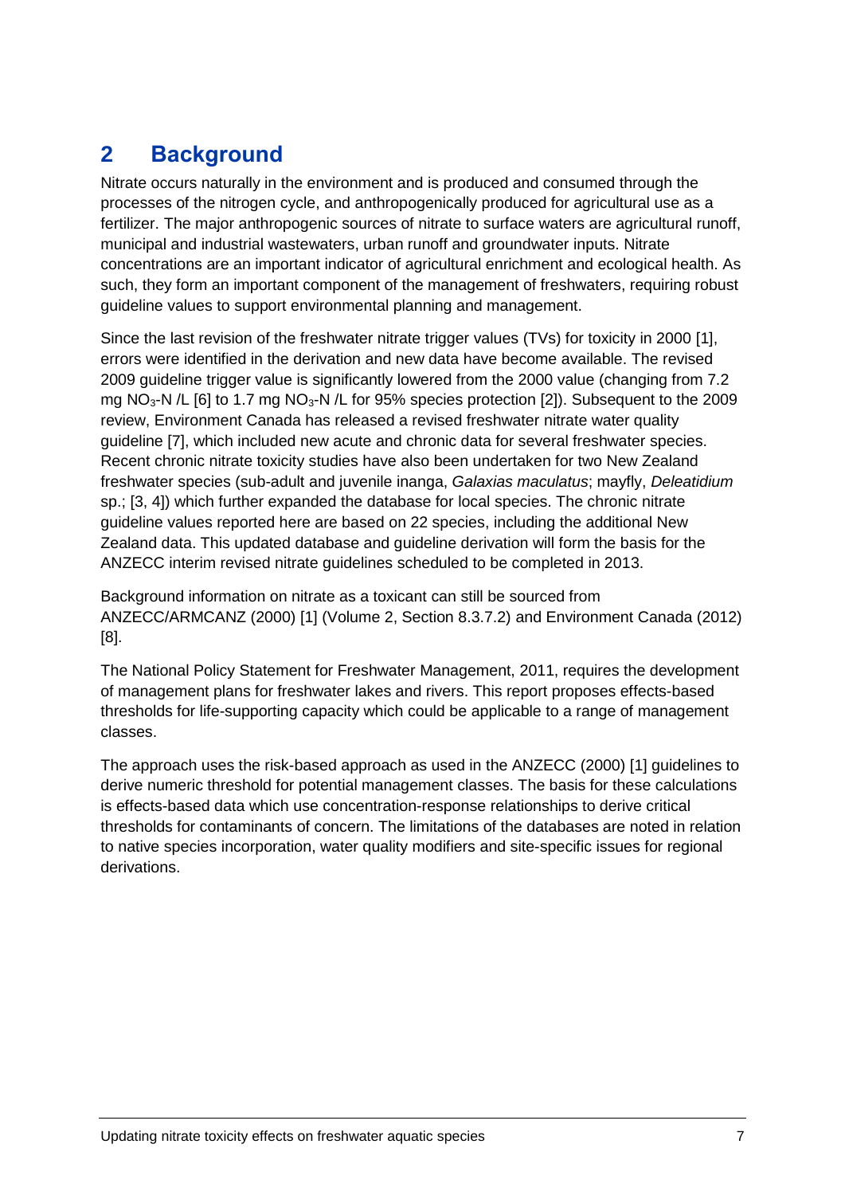## 2 Background

Nitrate occurs naturally in the environment and is produced and consumed through the processes of the nitrogen cycle, and anthropogenically produced for agricultural use as a fertilizer. The major anthropogenic sources of nitrate to surface waters are agricultural runoff, municipal and industrial wastewaters, urban runoff and groundwater inputs. Nitrate concentrations are an important indicator of agricultural enrichment and ecological health. As such, they form an important component of the management of freshwaters, requiring robust guideline values to support environmental planning and management.

Since the last revision of the freshwater nitrate trigger values (TVs) for toxicity in 2000 [1], errors were identified in the derivation and new data have become available. The revised 2009 guideline trigger value is significantly lowered from the 2000 value (changing from 7.2 mg $NO_3$-N /L [6] to 1.7 mg $NO_3$-N /L for 95% species protection [2]). Subsequent to the 2009 review, Environment Canada has released a revised freshwater nitrate water quality guideline [7], which included new acute and chronic data for several freshwater species. Recent chronic nitrate toxicity studies have also been undertaken for two New Zealand freshwater species (sub-adult and juvenile inanga, *Galaxias maculatus*; mayfly, *Deleatidium* sp.; [3, 4]) which further expanded the database for local species. The chronic nitrate guideline values reported here are based on 22 species, including the additional New Zealand data. This updated database and guideline derivation will form the basis for the ANZECC interim revised nitrate guidelines scheduled to be completed in 2013.

Background information on nitrate as a toxicant can still be sourced from ANZECC/ARMCANZ (2000) [1] (Volume 2, Section 8.3.7.2) and Environment Canada (2012) [8].

The National Policy Statement for Freshwater Management, 2011, requires the development of management plans for freshwater lakes and rivers. This report proposes effects-based thresholds for life-supporting capacity which could be applicable to a range of management classes.

The approach uses the risk-based approach as used in the ANZECC (2000) [1] guidelines to derive numeric threshold for potential management classes. The basis for these calculations is effects-based data which use concentration-response relationships to derive critical thresholds for contaminants of concern. The limitations of the databases are noted in relation to native species incorporation, water quality modifiers and site-specific issues for regional derivations.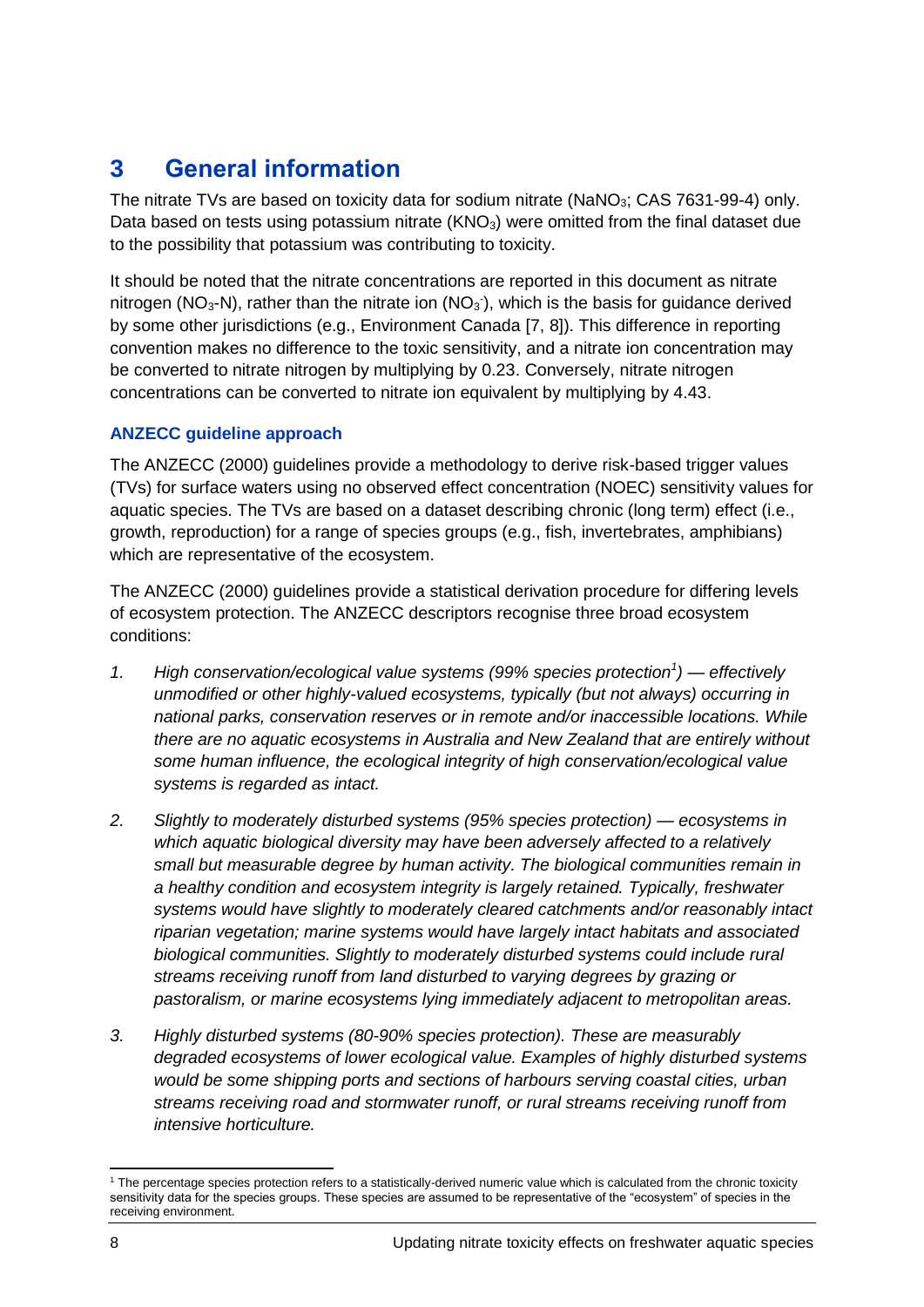# 3 General information

The nitrate TVs are based on toxicity data for sodium nitrate ($NaNO_3$; CAS 7631-99-4) only. Data based on tests using potassium nitrate ($KNO_3$) were omitted from the final dataset due to the possibility that potassium was contributing to toxicity.

It should be noted that the nitrate concentrations are reported in this document as nitrate nitrogen ($NO_3$-N), rather than the nitrate ion ($NO_3^-$), which is the basis for guidance derived by some other jurisdictions (e.g., Environment Canada [7, 8]). This difference in reporting convention makes no difference to the toxic sensitivity, and a nitrate ion concentration may be converted to nitrate nitrogen by multiplying by 0.23. Conversely, nitrate nitrogen concentrations can be converted to nitrate ion equivalent by multiplying by 4.43.

### ANZECC guideline approach

The ANZECC (2000) guidelines provide a methodology to derive risk-based trigger values (TVs) for surface waters using no observed effect concentration (NOEC) sensitivity values for aquatic species. The TVs are based on a dataset describing chronic (long term) effect (i.e., growth, reproduction) for a range of species groups (e.g., fish, invertebrates, amphibians) which are representative of the ecosystem.

The ANZECC (2000) guidelines provide a statistical derivation procedure for differing levels of ecosystem protection. The ANZECC descriptors recognise three broad ecosystem conditions:

1. *High conservation/ecological value systems (99% species protection[1]) — effectively unmodified or other highly-valued ecosystems, typically (but not always) occurring in national parks, conservation reserves or in remote and/or inaccessible locations. While there are no aquatic ecosystems in Australia and New Zealand that are entirely without some human influence, the ecological integrity of high conservation/ecological value systems is regarded as intact.*
2. *Slightly to moderately disturbed systems (95% species protection) — ecosystems in which aquatic biological diversity may have been adversely affected to a relatively small but measurable degree by human activity. The biological communities remain in a healthy condition and ecosystem integrity is largely retained. Typically, freshwater systems would have slightly to moderately cleared catchments and/or reasonably intact riparian vegetation; marine systems would have largely intact habitats and associated biological communities. Slightly to moderately disturbed systems could include rural streams receiving runoff from land disturbed to varying degrees by grazing or pastoralism, or marine ecosystems lying immediately adjacent to metropolitan areas.*
3. *Highly disturbed systems (80-90% species protection). These are measurably degraded ecosystems of lower ecological value. Examples of highly disturbed systems would be some shipping ports and sections of harbours serving coastal cities, urban streams receiving road and stormwater runoff, or rural streams receiving runoff from intensive horticulture.*

---

[1] The percentage species protection refers to a statistically-derived numeric value which is calculated from the chronic toxicity sensitivity data for the species groups. These species are assumed to be representative of the "ecosystem" of species in the receiving environment.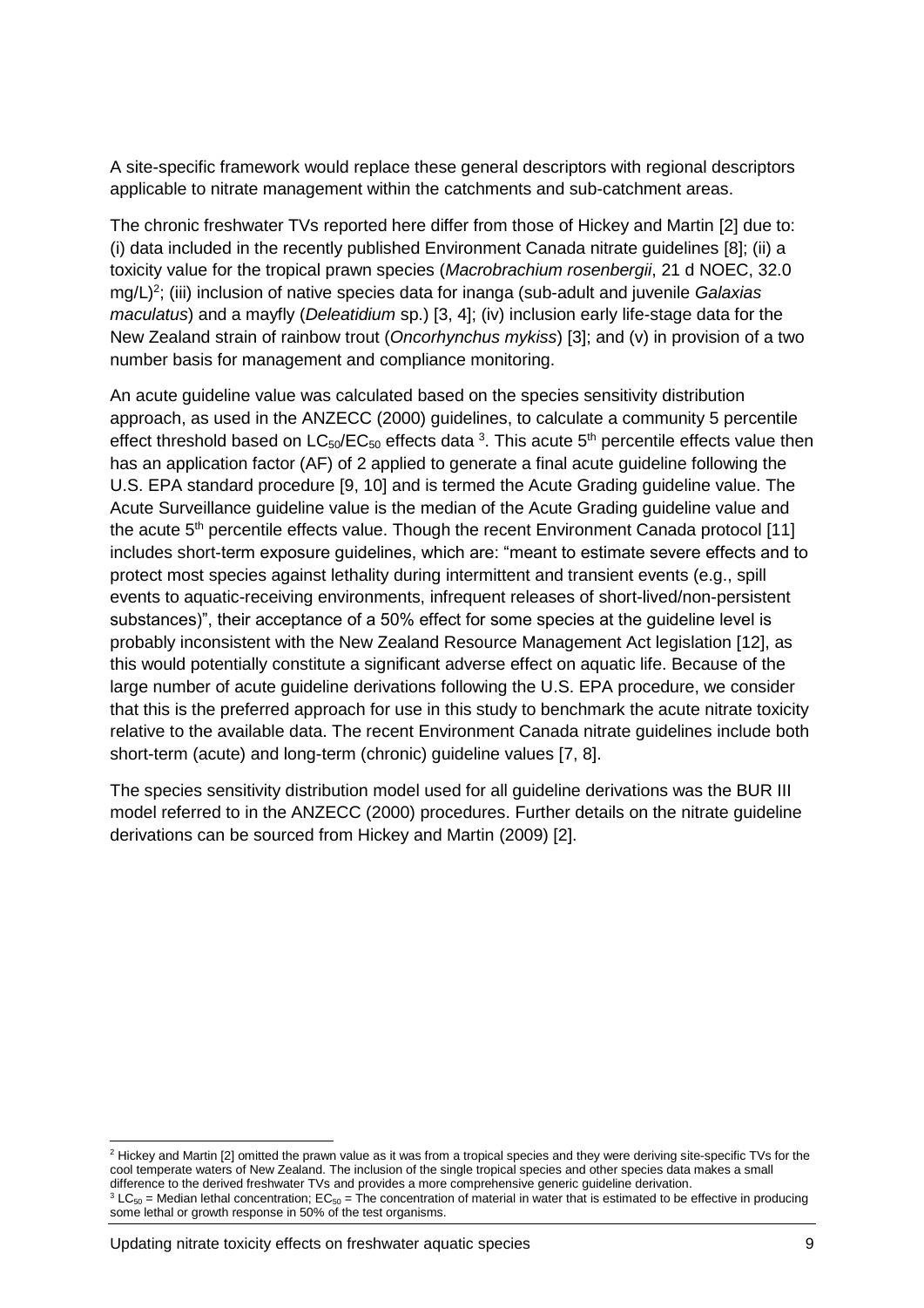A site-specific framework would replace these general descriptors with regional descriptors applicable to nitrate management within the catchments and sub-catchment areas.

The chronic freshwater TVs reported here differ from those of Hickey and Martin [2] due to: (i) data included in the recently published Environment Canada nitrate guidelines [8]; (ii) a toxicity value for the tropical prawn species (*Macrobrachium rosenbergii*, 21 d NOEC, 32.0 mg/L)[2]; (iii) inclusion of native species data for inanga (sub-adult and juvenile *Galaxias maculatus*) and a mayfly (*Deleatidium* sp.) [3, 4]; (iv) inclusion early life-stage data for the New Zealand strain of rainbow trout (*Oncorhynchus mykiss*) [3]; and (v) in provision of a two number basis for management and compliance monitoring.

An acute guideline value was calculated based on the species sensitivity distribution approach, as used in the ANZECC (2000) guidelines, to calculate a community 5 percentile effect threshold based on $LC_{50}/EC_{50}$ effects data [3]. This acute $5^{th}$ percentile effects value then has an application factor (AF) of 2 applied to generate a final acute guideline following the U.S. EPA standard procedure [9, 10] and is termed the Acute Grading guideline value. The Acute Surveillance guideline value is the median of the Acute Grading guideline value and the acute $5^{th}$ percentile effects value. Though the recent Environment Canada protocol [11] includes short-term exposure guidelines, which are: "meant to estimate severe effects and to protect most species against lethality during intermittent and transient events (e.g., spill events to aquatic-receiving environments, infrequent releases of short-lived/non-persistent substances)", their acceptance of a 50% effect for some species at the guideline level is probably inconsistent with the New Zealand Resource Management Act legislation [12], as this would potentially constitute a significant adverse effect on aquatic life. Because of the large number of acute guideline derivations following the U.S. EPA procedure, we consider that this is the preferred approach for use in this study to benchmark the acute nitrate toxicity relative to the available data. The recent Environment Canada nitrate guidelines include both short-term (acute) and long-term (chronic) guideline values [7, 8].

The species sensitivity distribution model used for all guideline derivations was the BUR III model referred to in the ANZECC (2000) procedures. Further details on the nitrate guideline derivations can be sourced from Hickey and Martin (2009) [2].

---

[2] Hickey and Martin [2] omitted the prawn value as it was from a tropical species and they were deriving site-specific TVs for the cool temperate waters of New Zealand. The inclusion of the single tropical species and other species data makes a small difference to the derived freshwater TVs and provides a more comprehensive generic guideline derivation.

[3] $LC_{50}$ = Median lethal concentration; $EC_{50}$ = The concentration of material in water that is estimated to be effective in producing some lethal or growth response in 50% of the test organisms.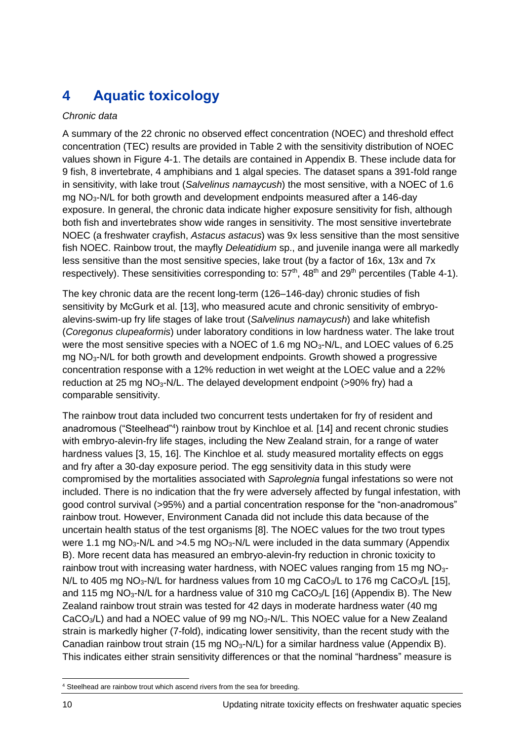# 4 Aquatic toxicology

*Chronic data*

A summary of the 22 chronic no observed effect concentration (NOEC) and threshold effect concentration (TEC) results are provided in Table 2 with the sensitivity distribution of NOEC values shown in Figure 4-1. The details are contained in Appendix B. These include data for 9 fish, 8 invertebrate, 4 amphibians and 1 algal species. The dataset spans a 391-fold range in sensitivity, with lake trout (*Salvelinus namaycush*) the most sensitive, with a NOEC of 1.6 mg $NO_3$-N/L for both growth and development endpoints measured after a 146-day exposure. In general, the chronic data indicate higher exposure sensitivity for fish, although both fish and invertebrates show wide ranges in sensitivity. The most sensitive invertebrate NOEC (a freshwater crayfish, *Astacus astacus*) was 9x less sensitive than the most sensitive fish NOEC. Rainbow trout, the mayfly *Deleatidium* sp., and juvenile inanga were all markedly less sensitive than the most sensitive species, lake trout (by a factor of 16x, 13x and 7x respectively). These sensitivities corresponding to: 57$^{th}$, 48$^{th}$ and 29$^{th}$ percentiles (Table 4-1).

The key chronic data are the recent long-term (126–146-day) chronic studies of fish sensitivity by McGurk et al. [13], who measured acute and chronic sensitivity of embryo-alevins-swim-up fry life stages of lake trout (*Salvelinus namaycush*) and lake whitefish (*Coregonus clupeaformis*) under laboratory conditions in low hardness water. The lake trout were the most sensitive species with a NOEC of 1.6 mg $NO_3$-N/L, and LOEC values of 6.25 mg $NO_3$-N/L for both growth and development endpoints. Growth showed a progressive concentration response with a 12% reduction in wet weight at the LOEC value and a 22% reduction at 25 mg $NO_3$-N/L. The delayed development endpoint (>90% fry) had a comparable sensitivity.

The rainbow trout data included two concurrent tests undertaken for fry of resident and anadromous ("Steelhead"[4]) rainbow trout by Kinchloe et al*.* [14] and recent chronic studies with embryo-alevin-fry life stages, including the New Zealand strain, for a range of water hardness values [3, 15, 16]. The Kinchloe et al*.* study measured mortality effects on eggs and fry after a 30-day exposure period. The egg sensitivity data in this study were compromised by the mortalities associated with *Saprolegnia* fungal infestations so were not included. There is no indication that the fry were adversely affected by fungal infestation, with good control survival (>95%) and a partial concentration response for the "non-anadromous" rainbow trout. However, Environment Canada did not include this data because of the uncertain health status of the test organisms [8]. The NOEC values for the two trout types were 1.1 mg $NO_3$-N/L and >4.5 mg $NO_3$-N/L were included in the data summary (Appendix B). More recent data has measured an embryo-alevin-fry reduction in chronic toxicity to rainbow trout with increasing water hardness, with NOEC values ranging from 15 mg $NO_3$-N/L to 405 mg $NO_3$-N/L for hardness values from 10 mg $CaCO_3$/L to 176 mg $CaCO_3$/L [15], and 115 mg $NO_3$-N/L for a hardness value of 310 mg $CaCO_3$/L [16] (Appendix B). The New Zealand rainbow trout strain was tested for 42 days in moderate hardness water (40 mg $CaCO_3$/L) and had a NOEC value of 99 mg $NO_3$-N/L. This NOEC value for a New Zealand strain is markedly higher (7-fold), indicating lower sensitivity, than the recent study with the Canadian rainbow trout strain (15 mg $NO_3$-N/L) for a similar hardness value (Appendix B). This indicates either strain sensitivity differences or that the nominal "hardness" measure is

[4] Steelhead are rainbow trout which ascend rivers from the sea for breeding.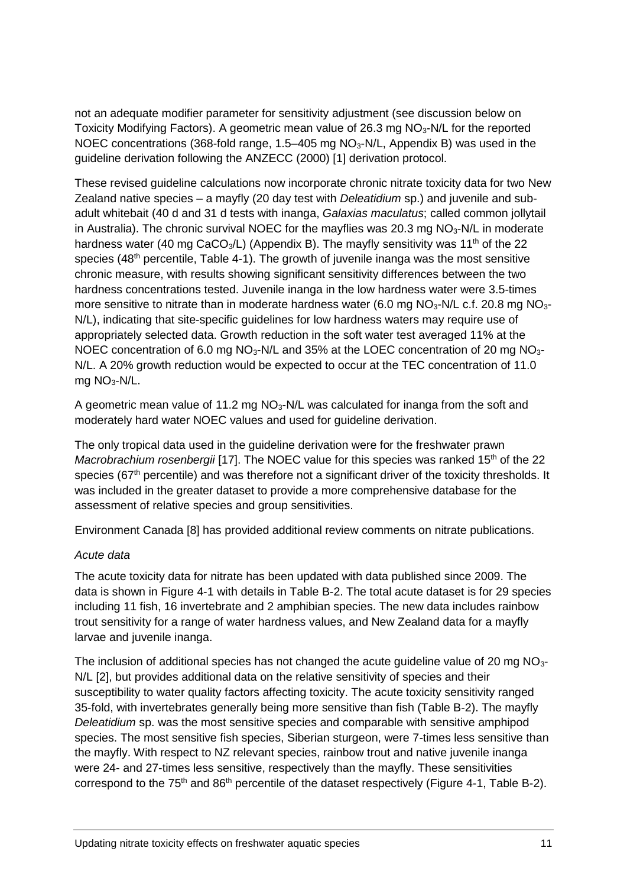not an adequate modifier parameter for sensitivity adjustment (see discussion below on Toxicity Modifying Factors). A geometric mean value of 26.3 mg $NO_3$-N/L for the reported NOEC concentrations (368-fold range, 1.5–405 mg $NO_3$-N/L, Appendix B) was used in the guideline derivation following the ANZECC (2000) [1] derivation protocol.

These revised guideline calculations now incorporate chronic nitrate toxicity data for two New Zealand native species – a mayfly (20 day test with *Deleatidium* sp.) and juvenile and sub-adult whitebait (40 d and 31 d tests with inanga, *Galaxias maculatus*; called common jollytail in Australia). The chronic survival NOEC for the mayflies was 20.3 mg $NO_3$-N/L in moderate hardness water (40 mg $CaCO_3$/L) (Appendix B). The mayfly sensitivity was 11th of the 22 species (48th percentile, Table 4-1). The growth of juvenile inanga was the most sensitive chronic measure, with results showing significant sensitivity differences between the two hardness concentrations tested. Juvenile inanga in the low hardness water were 3.5-times more sensitive to nitrate than in moderate hardness water (6.0 mg $NO_3$-N/L c.f. 20.8 mg $NO_3$-N/L), indicating that site-specific guidelines for low hardness waters may require use of appropriately selected data. Growth reduction in the soft water test averaged 11% at the NOEC concentration of 6.0 mg $NO_3$-N/L and 35% at the LOEC concentration of 20 mg $NO_3$-N/L. A 20% growth reduction would be expected to occur at the TEC concentration of 11.0 mg $NO_3$-N/L.

A geometric mean value of 11.2 mg $NO_3$-N/L was calculated for inanga from the soft and moderately hard water NOEC values and used for guideline derivation.

The only tropical data used in the guideline derivation were for the freshwater prawn *Macrobrachium rosenbergii* [17]. The NOEC value for this species was ranked 15th of the 22 species (67th percentile) and was therefore not a significant driver of the toxicity thresholds. It was included in the greater dataset to provide a more comprehensive database for the assessment of relative species and group sensitivities.

Environment Canada [8] has provided additional review comments on nitrate publications.

*Acute data*

The acute toxicity data for nitrate has been updated with data published since 2009. The data is shown in Figure 4-1 with details in Table B-2. The total acute dataset is for 29 species including 11 fish, 16 invertebrate and 2 amphibian species. The new data includes rainbow trout sensitivity for a range of water hardness values, and New Zealand data for a mayfly larvae and juvenile inanga.

The inclusion of additional species has not changed the acute guideline value of 20 mg $NO_3$-N/L [2], but provides additional data on the relative sensitivity of species and their susceptibility to water quality factors affecting toxicity. The acute toxicity sensitivity ranged 35-fold, with invertebrates generally being more sensitive than fish (Table B-2). The mayfly *Deleatidium* sp. was the most sensitive species and comparable with sensitive amphipod species. The most sensitive fish species, Siberian sturgeon, were 7-times less sensitive than the mayfly. With respect to NZ relevant species, rainbow trout and native juvenile inanga were 24- and 27-times less sensitive, respectively than the mayfly. These sensitivities correspond to the 75th and 86th percentile of the dataset respectively (Figure 4-1, Table B-2).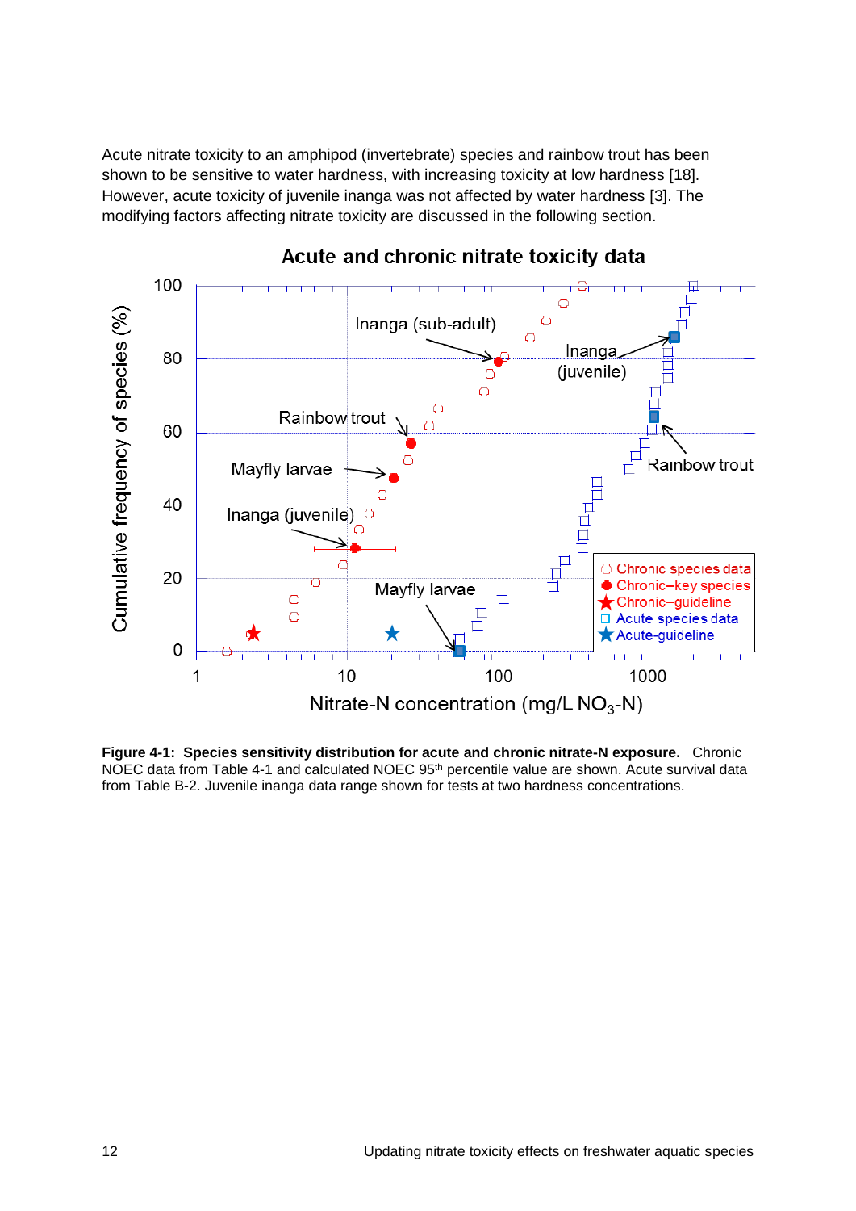Acute nitrate toxicity to an amphipod (invertebrate) species and rainbow trout has been shown to be sensitive to water hardness, with increasing toxicity at low hardness [18]. However, acute toxicity of juvenile inanga was not affected by water hardness [3]. The modifying factors affecting nitrate toxicity are discussed in the following section.

**Figure 4-1: Species sensitivity distribution for acute and chronic nitrate-N exposure.** Chronic NOEC data from Table 4-1 and calculated NOEC 95[th] percentile value are shown. Acute survival data from Table B-2. Juvenile inanga data range shown for tests at two hardness concentrations.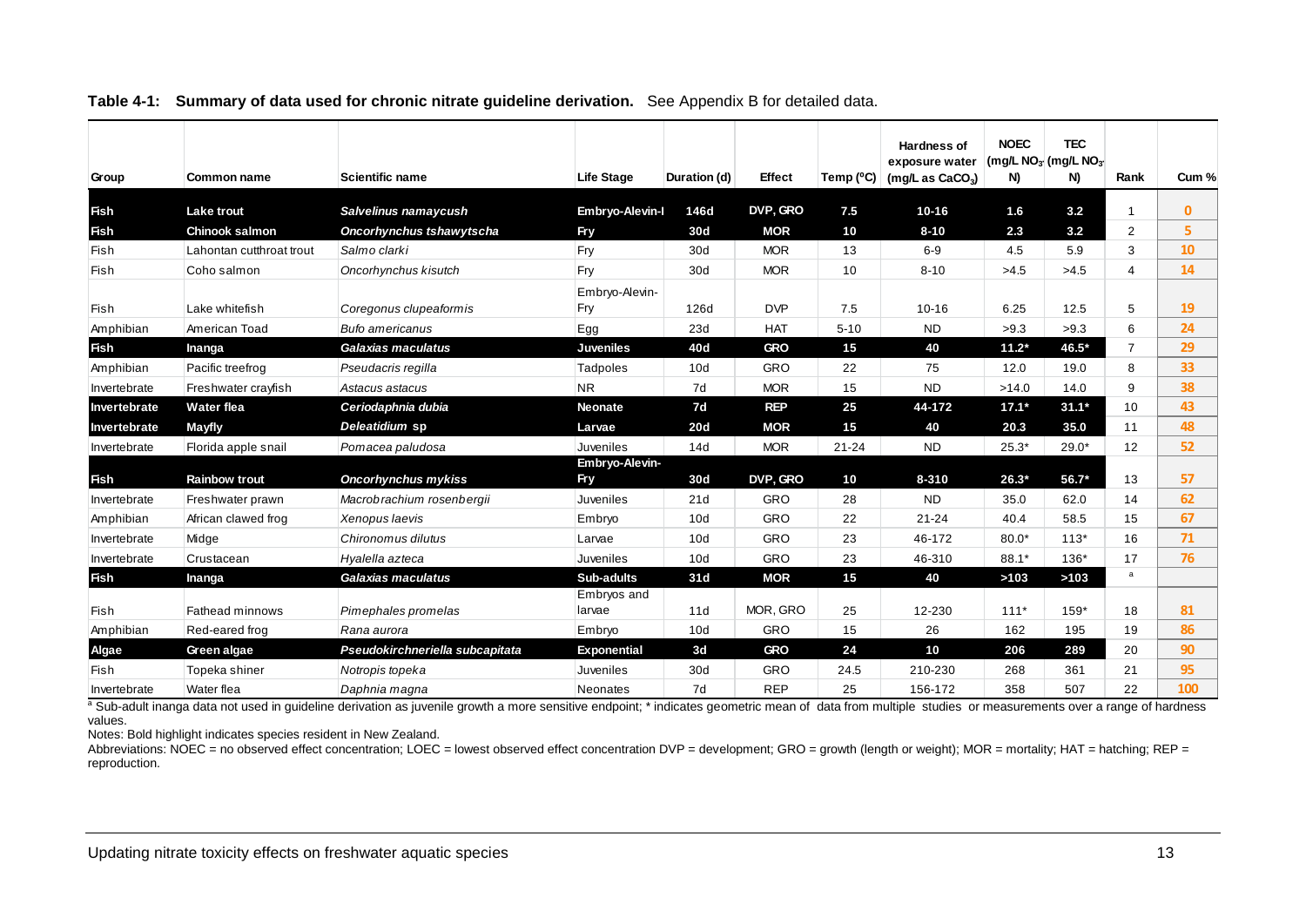**Table 4-1: Summary of data used for chronic nitrate guideline derivation.** See Appendix B for detailed data.

| Group | Common name | Scientific name | Life Stage | Duration (d) | Effect | Temp (°C) | Hardness of exposure water (mg/L as $CaCO_3$) | NOEC (mg/L $NO_3$-N) | TEC (mg/L $NO_3$-N) | Rank | Cum % |
|---|---|---|---|---|---|---|---|---|---|---|---|
| **Fish** | **Lake trout** | ***Salvelinus namaycush*** | **Embryo-Alevin-F** | **146d** | **DVP, GRO** | **7.5** | **10-16** | **1.6** | **3.2** | 1 | 0 |
| **Fish** | **Chinook salmon** | ***Oncorhynchus tshawytscha*** | **Fry** | **30d** | **MOR** | **10** | **8-10** | **2.3** | **3.2** | 2 | 5 |
| Fish | Lahontan cutthroat trout | *Salmo clarki* | Fry | 30d | MOR | 13 | 6-9 | 4.5 | 5.9 | 3 | 10 |
| Fish | Coho salmon | *Oncorhynchus kisutch* | Fry | 30d | MOR | 10 | 8-10 | >4.5 | >4.5 | 4 | 14 |
| Fish | Lake whitefish | *Coregonus clupeaformis* | Embryo-Alevin-Fry | 126d | DVP | 7.5 | 10-16 | 6.25 | 12.5 | 5 | 19 |
| Amphibian | American Toad | *Bufo americanus* | Egg | 23d | HAT | 5-10 | ND | >9.3 | >9.3 | 6 | 24 |
| **Fish** | **Inanga** | ***Galaxias maculatus*** | **Juveniles** | **40d** | **GRO** | **15** | **40** | **11.2*** | **46.5*** | 7 | 29 |
| Amphibian | Pacific treefrog | *Pseudacris regilla* | Tadpoles | 10d | GRO | 22 | 75 | 12.0 | 19.0 | 8 | 33 |
| Invertebrate | Freshwater crayfish | *Astacus astacus* | NR | 7d | MOR | 15 | ND | >14.0 | 14.0 | 9 | 38 |
| **Invertebrate** | **Water flea** | ***Ceriodaphnia dubia*** | **Neonate** | **7d** | **REP** | **25** | **44-172** | **17.1*** | **31.1*** | 10 | 43 |
| **Invertebrate** | **Mayfly** | ***Deleatidium* sp** | **Larvae** | **20d** | **MOR** | **15** | **40** | **20.3** | **35.0** | 11 | 48 |
| Invertebrate | Florida apple snail | *Pomacea paludosa* | Juveniles | 14d | MOR | 21-24 | ND | 25.3* | 29.0* | 12 | 52 |
| **Fish** | **Rainbow trout** | ***Oncorhynchus mykiss*** | **Embryo-Alevin-Fry** | **30d** | **DVP, GRO** | **10** | **8-310** | **26.3*** | **56.7*** | 13 | 57 |
| Invertebrate | Freshwater prawn | *Macrobrachium rosenbergii* | Juveniles | 21d | GRO | 28 | ND | 35.0 | 62.0 | 14 | 62 |
| Amphibian | African clawed frog | *Xenopus laevis* | Embryo | 10d | GRO | 22 | 21-24 | 40.4 | 58.5 | 15 | 67 |
| Invertebrate | Midge | *Chironomus dilutus* | Larvae | 10d | GRO | 23 | 46-172 | 80.0* | 113* | 16 | 71 |
| Invertebrate | Crustacean | *Hyalella azteca* | Juveniles | 10d | GRO | 23 | 46-310 | 88.1* | 136* | 17 | 76 |
| **Fish** | **Inanga** | ***Galaxias maculatus*** | **Sub-adults** | **31d** | **MOR** | **15** | **40** | **>103** | **>103** | [a] | |
| Fish | Fathead minnows | *Pimephales promelas* | Embryos and larvae | 11d | MOR, GRO | 25 | 12-230 | 111* | 159* | 18 | 81 |
| Amphibian | Red-eared frog | *Rana aurora* | Embryo | 10d | GRO | 15 | 26 | 162 | 195 | 19 | 86 |
| **Algae** | **Green algae** | ***Pseudokirchneriella subcapitata*** | **Exponential** | **3d** | **GRO** | **24** | **10** | **206** | **289** | 20 | 90 |
| Fish | Topeka shiner | *Notropis topeka* | Juveniles | 30d | GRO | 24.5 | 210-230 | 268 | 361 | 21 | 95 |
| Invertebrate | Water flea | *Daphnia magna* | Neonates | 7d | REP | 25 | 156-172 | 358 | 507 | 22 | 100 |

[a] Sub-adult inanga data not used in guideline derivation as juvenile growth a more sensitive endpoint; * indicates geometric mean of data from multiple studies or measurements over a range of hardness values.

Notes: Bold highlight indicates species resident in New Zealand.

Abbreviations: NOEC = no observed effect concentration; LOEC = lowest observed effect concentration DVP = development; GRO = growth (length or weight); MOR = mortality; HAT = hatching; REP = reproduction.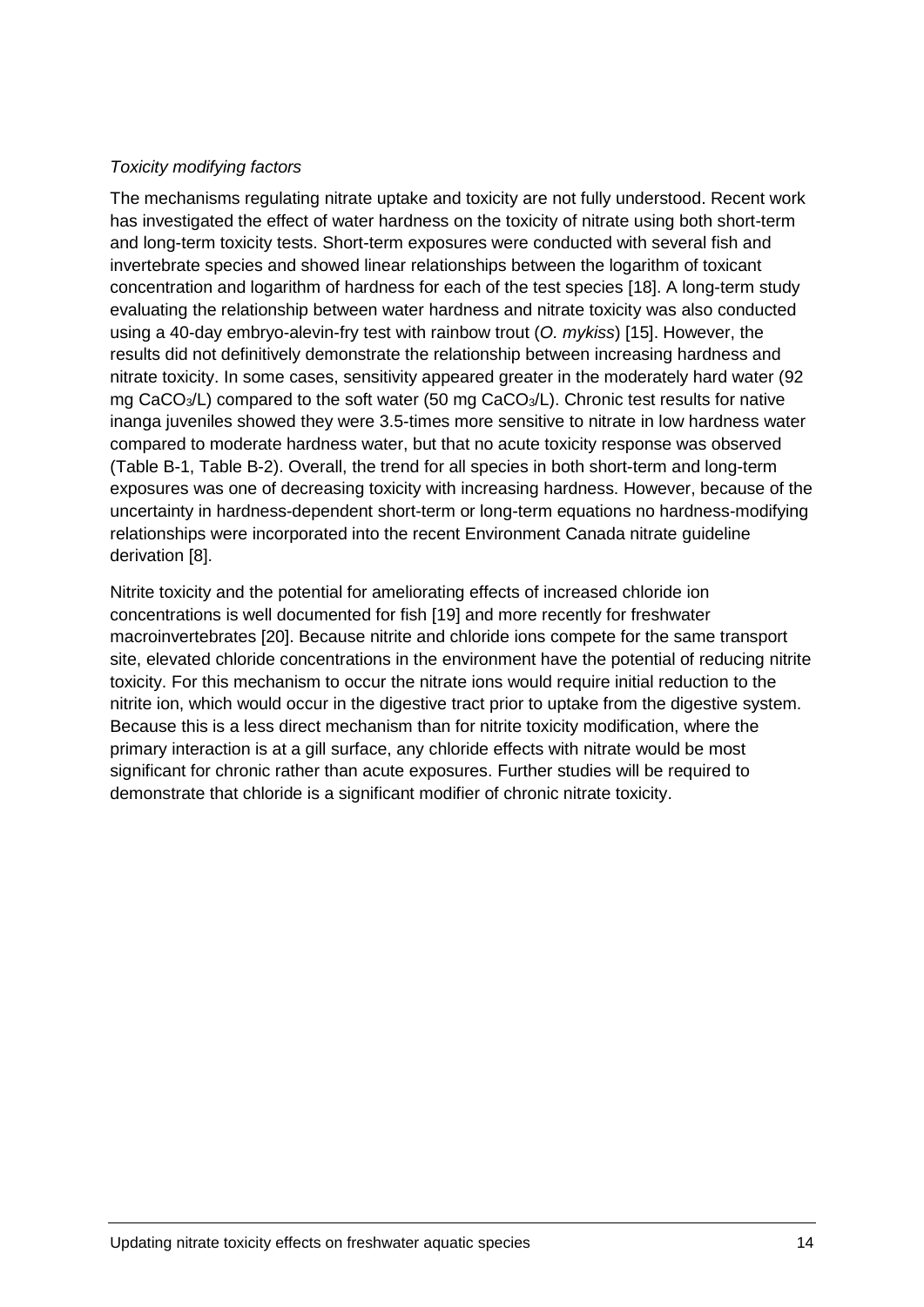*Toxicity modifying factors*

The mechanisms regulating nitrate uptake and toxicity are not fully understood. Recent work has investigated the effect of water hardness on the toxicity of nitrate using both short-term and long-term toxicity tests. Short-term exposures were conducted with several fish and invertebrate species and showed linear relationships between the logarithm of toxicant concentration and logarithm of hardness for each of the test species [18]. A long-term study evaluating the relationship between water hardness and nitrate toxicity was also conducted using a 40-day embryo-alevin-fry test with rainbow trout (*O. mykiss*) [15]. However, the results did not definitively demonstrate the relationship between increasing hardness and nitrate toxicity. In some cases, sensitivity appeared greater in the moderately hard water (92 mg $CaCO_3$/L) compared to the soft water (50 mg $CaCO_3$/L). Chronic test results for native inanga juveniles showed they were 3.5-times more sensitive to nitrate in low hardness water compared to moderate hardness water, but that no acute toxicity response was observed (Table B-1, Table B-2). Overall, the trend for all species in both short-term and long-term exposures was one of decreasing toxicity with increasing hardness. However, because of the uncertainty in hardness-dependent short-term or long-term equations no hardness-modifying relationships were incorporated into the recent Environment Canada nitrate guideline derivation [8].

Nitrite toxicity and the potential for ameliorating effects of increased chloride ion concentrations is well documented for fish [19] and more recently for freshwater macroinvertebrates [20]. Because nitrite and chloride ions compete for the same transport site, elevated chloride concentrations in the environment have the potential of reducing nitrite toxicity. For this mechanism to occur the nitrate ions would require initial reduction to the nitrite ion, which would occur in the digestive tract prior to uptake from the digestive system. Because this is a less direct mechanism than for nitrite toxicity modification, where the primary interaction is at a gill surface, any chloride effects with nitrate would be most significant for chronic rather than acute exposures. Further studies will be required to demonstrate that chloride is a significant modifier of chronic nitrate toxicity.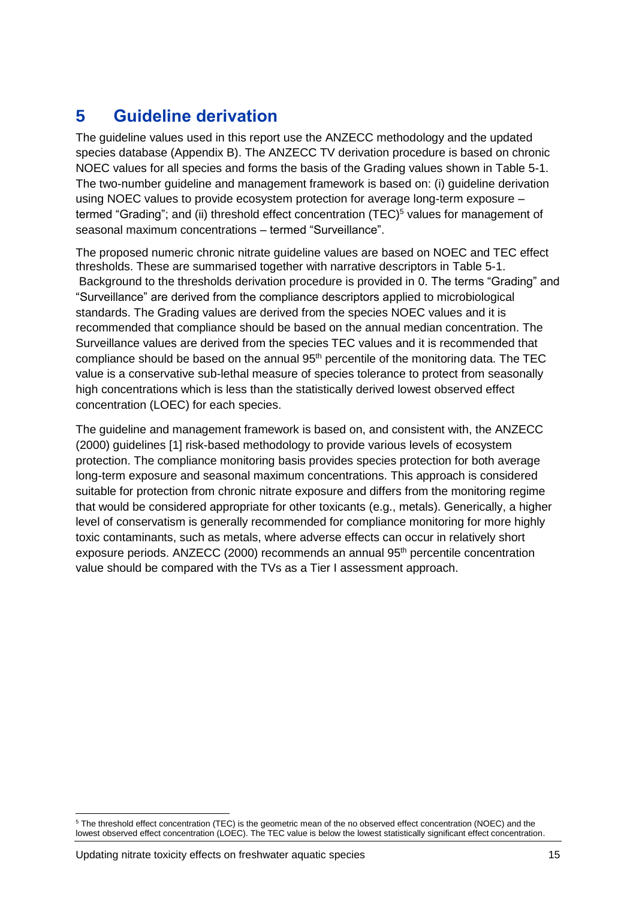# 5 Guideline derivation

The guideline values used in this report use the ANZECC methodology and the updated species database (Appendix B). The ANZECC TV derivation procedure is based on chronic NOEC values for all species and forms the basis of the Grading values shown in Table 5-1. The two-number guideline and management framework is based on: (i) guideline derivation using NOEC values to provide ecosystem protection for average long-term exposure – termed "Grading"; and (ii) threshold effect concentration (TEC)[5] values for management of seasonal maximum concentrations – termed "Surveillance".

The proposed numeric chronic nitrate guideline values are based on NOEC and TEC effect thresholds. These are summarised together with narrative descriptors in Table 5-1. Background to the thresholds derivation procedure is provided in 0. The terms "Grading" and "Surveillance" are derived from the compliance descriptors applied to microbiological standards. The Grading values are derived from the species NOEC values and it is recommended that compliance should be based on the annual median concentration. The Surveillance values are derived from the species TEC values and it is recommended that compliance should be based on the annual 95$^{th}$ percentile of the monitoring data. The TEC value is a conservative sub-lethal measure of species tolerance to protect from seasonally high concentrations which is less than the statistically derived lowest observed effect concentration (LOEC) for each species.

The guideline and management framework is based on, and consistent with, the ANZECC (2000) guidelines [1] risk-based methodology to provide various levels of ecosystem protection. The compliance monitoring basis provides species protection for both average long-term exposure and seasonal maximum concentrations. This approach is considered suitable for protection from chronic nitrate exposure and differs from the monitoring regime that would be considered appropriate for other toxicants (e.g., metals). Generically, a higher level of conservatism is generally recommended for compliance monitoring for more highly toxic contaminants, such as metals, where adverse effects can occur in relatively short exposure periods. ANZECC (2000) recommends an annual 95$^{th}$ percentile concentration value should be compared with the TVs as a Tier I assessment approach.

[5] The threshold effect concentration (TEC) is the geometric mean of the no observed effect concentration (NOEC) and the lowest observed effect concentration (LOEC). The TEC value is below the lowest statistically significant effect concentration.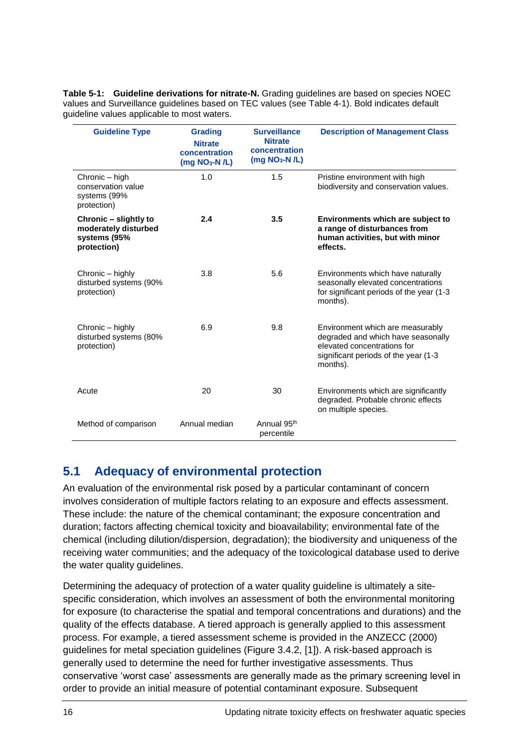**Table 5-1: Guideline derivations for nitrate-N.** Grading guidelines are based on species NOEC values and Surveillance guidelines based on TEC values (see Table 4-1). Bold indicates default guideline values applicable to most waters.

| Guideline Type | Grading Nitrate concentration (mg $NO_3$-N /L) | Surveillance Nitrate concentration (mg $NO_3$-N /L) | Description of Management Class |
|---|---|---|---|
| Chronic – high conservation value systems (99% protection) | 1.0 | 1.5 | Pristine environment with high biodiversity and conservation values. |
| **Chronic – slightly to moderately disturbed systems (95% protection)** | **2.4** | **3.5** | **Environments which are subject to a range of disturbances from human activities, but with minor effects.** |
| Chronic – highly disturbed systems (90% protection) | 3.8 | 5.6 | Environments which have naturally seasonally elevated concentrations for significant periods of the year (1-3 months). |
| Chronic – highly disturbed systems (80% protection) | 6.9 | 9.8 | Environment which are measurably degraded and which have seasonally elevated concentrations for significant periods of the year (1-3 months). |
| Acute | 20 | 30 | Environments which are significantly degraded. Probable chronic effects on multiple species. |
| Method of comparison | Annual median | Annual 95th percentile | |

## 5.1 Adequacy of environmental protection

An evaluation of the environmental risk posed by a particular contaminant of concern involves consideration of multiple factors relating to an exposure and effects assessment. These include: the nature of the chemical contaminant; the exposure concentration and duration; factors affecting chemical toxicity and bioavailability; environmental fate of the chemical (including dilution/dispersion, degradation); the biodiversity and uniqueness of the receiving water communities; and the adequacy of the toxicological database used to derive the water quality guidelines.

Determining the adequacy of protection of a water quality guideline is ultimately a site-specific consideration, which involves an assessment of both the environmental monitoring for exposure (to characterise the spatial and temporal concentrations and durations) and the quality of the effects database. A tiered approach is generally applied to this assessment process. For example, a tiered assessment scheme is provided in the ANZECC (2000) guidelines for metal speciation guidelines (Figure 3.4.2, [1]). A risk-based approach is generally used to determine the need for further investigative assessments. Thus conservative 'worst case' assessments are generally made as the primary screening level in order to provide an initial measure of potential contaminant exposure. Subsequent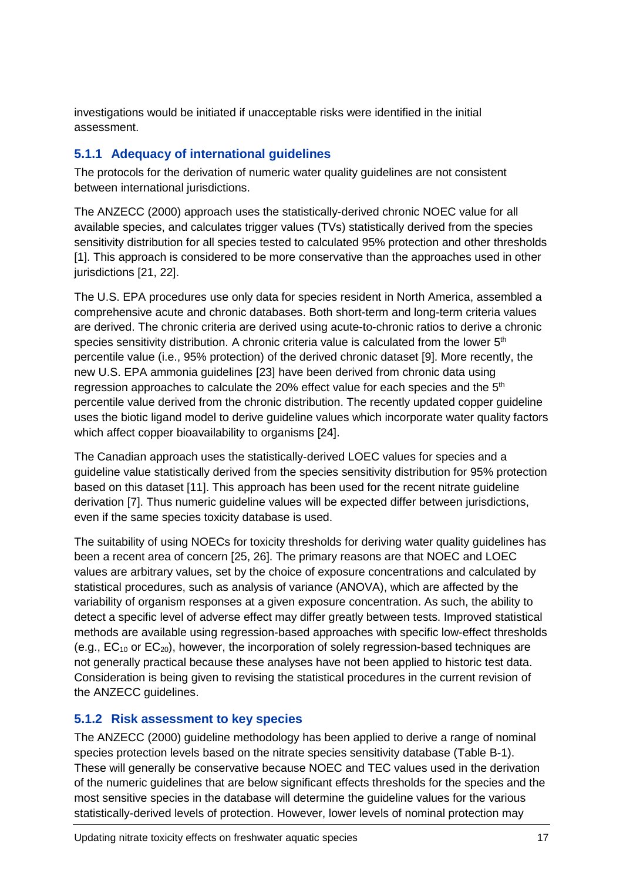investigations would be initiated if unacceptable risks were identified in the initial assessment.

### 5.1.1 Adequacy of international guidelines

The protocols for the derivation of numeric water quality guidelines are not consistent between international jurisdictions.

The ANZECC (2000) approach uses the statistically-derived chronic NOEC value for all available species, and calculates trigger values (TVs) statistically derived from the species sensitivity distribution for all species tested to calculated 95% protection and other thresholds [1]. This approach is considered to be more conservative than the approaches used in other jurisdictions [21, 22].

The U.S. EPA procedures use only data for species resident in North America, assembled a comprehensive acute and chronic databases. Both short-term and long-term criteria values are derived. The chronic criteria are derived using acute-to-chronic ratios to derive a chronic species sensitivity distribution. A chronic criteria value is calculated from the lower $5^{th}$ percentile value (i.e., 95% protection) of the derived chronic dataset [9]. More recently, the new U.S. EPA ammonia guidelines [23] have been derived from chronic data using regression approaches to calculate the 20% effect value for each species and the $5^{th}$ percentile value derived from the chronic distribution. The recently updated copper guideline uses the biotic ligand model to derive guideline values which incorporate water quality factors which affect copper bioavailability to organisms [24].

The Canadian approach uses the statistically-derived LOEC values for species and a guideline value statistically derived from the species sensitivity distribution for 95% protection based on this dataset [11]. This approach has been used for the recent nitrate guideline derivation [7]. Thus numeric guideline values will be expected differ between jurisdictions, even if the same species toxicity database is used.

The suitability of using NOECs for toxicity thresholds for deriving water quality guidelines has been a recent area of concern [25, 26]. The primary reasons are that NOEC and LOEC values are arbitrary values, set by the choice of exposure concentrations and calculated by statistical procedures, such as analysis of variance (ANOVA), which are affected by the variability of organism responses at a given exposure concentration. As such, the ability to detect a specific level of adverse effect may differ greatly between tests. Improved statistical methods are available using regression-based approaches with specific low-effect thresholds (e.g., $EC_{10}$ or $EC_{20}$), however, the incorporation of solely regression-based techniques are not generally practical because these analyses have not been applied to historic test data. Consideration is being given to revising the statistical procedures in the current revision of the ANZECC guidelines.

### 5.1.2 Risk assessment to key species

The ANZECC (2000) guideline methodology has been applied to derive a range of nominal species protection levels based on the nitrate species sensitivity database (Table B-1). These will generally be conservative because NOEC and TEC values used in the derivation of the numeric guidelines that are below significant effects thresholds for the species and the most sensitive species in the database will determine the guideline values for the various statistically-derived levels of protection. However, lower levels of nominal protection may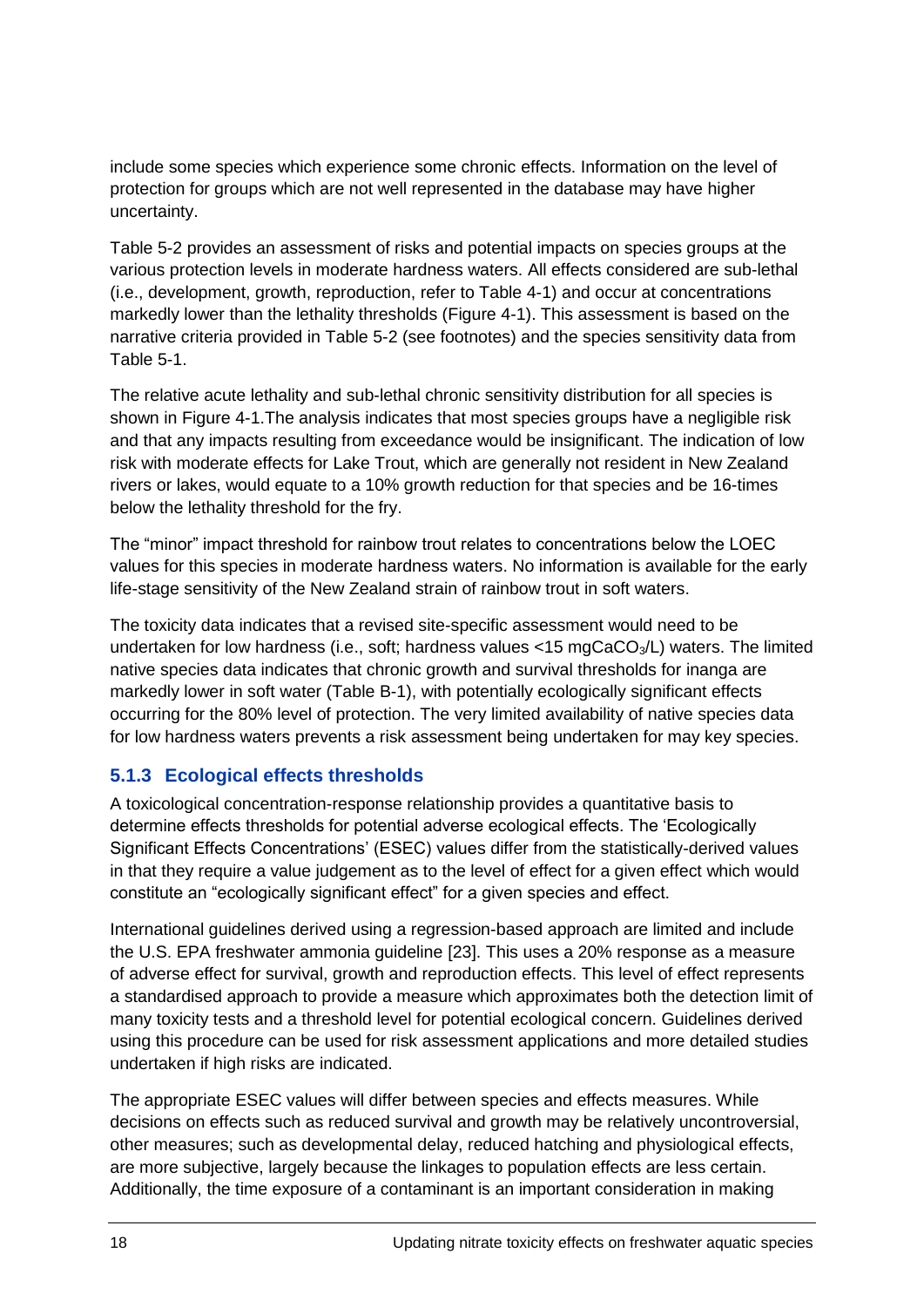include some species which experience some chronic effects. Information on the level of protection for groups which are not well represented in the database may have higher uncertainty.

Table 5-2 provides an assessment of risks and potential impacts on species groups at the various protection levels in moderate hardness waters. All effects considered are sub-lethal (i.e., development, growth, reproduction, refer to Table 4-1) and occur at concentrations markedly lower than the lethality thresholds (Figure 4-1). This assessment is based on the narrative criteria provided in Table 5-2 (see footnotes) and the species sensitivity data from Table 5-1.

The relative acute lethality and sub-lethal chronic sensitivity distribution for all species is shown in Figure 4-1.The analysis indicates that most species groups have a negligible risk and that any impacts resulting from exceedance would be insignificant. The indication of low risk with moderate effects for Lake Trout, which are generally not resident in New Zealand rivers or lakes, would equate to a 10% growth reduction for that species and be 16-times below the lethality threshold for the fry.

The "minor" impact threshold for rainbow trout relates to concentrations below the LOEC values for this species in moderate hardness waters. No information is available for the early life-stage sensitivity of the New Zealand strain of rainbow trout in soft waters.

The toxicity data indicates that a revised site-specific assessment would need to be undertaken for low hardness (i.e., soft; hardness values <15 mg$CaCO_3$/L) waters. The limited native species data indicates that chronic growth and survival thresholds for inanga are markedly lower in soft water (Table B-1), with potentially ecologically significant effects occurring for the 80% level of protection. The very limited availability of native species data for low hardness waters prevents a risk assessment being undertaken for may key species.

### 5.1.3 Ecological effects thresholds

A toxicological concentration-response relationship provides a quantitative basis to determine effects thresholds for potential adverse ecological effects. The 'Ecologically Significant Effects Concentrations' (ESEC) values differ from the statistically-derived values in that they require a value judgement as to the level of effect for a given effect which would constitute an "ecologically significant effect" for a given species and effect.

International guidelines derived using a regression-based approach are limited and include the U.S. EPA freshwater ammonia guideline [23]. This uses a 20% response as a measure of adverse effect for survival, growth and reproduction effects. This level of effect represents a standardised approach to provide a measure which approximates both the detection limit of many toxicity tests and a threshold level for potential ecological concern. Guidelines derived using this procedure can be used for risk assessment applications and more detailed studies undertaken if high risks are indicated.

The appropriate ESEC values will differ between species and effects measures. While decisions on effects such as reduced survival and growth may be relatively uncontroversial, other measures; such as developmental delay, reduced hatching and physiological effects, are more subjective, largely because the linkages to population effects are less certain. Additionally, the time exposure of a contaminant is an important consideration in making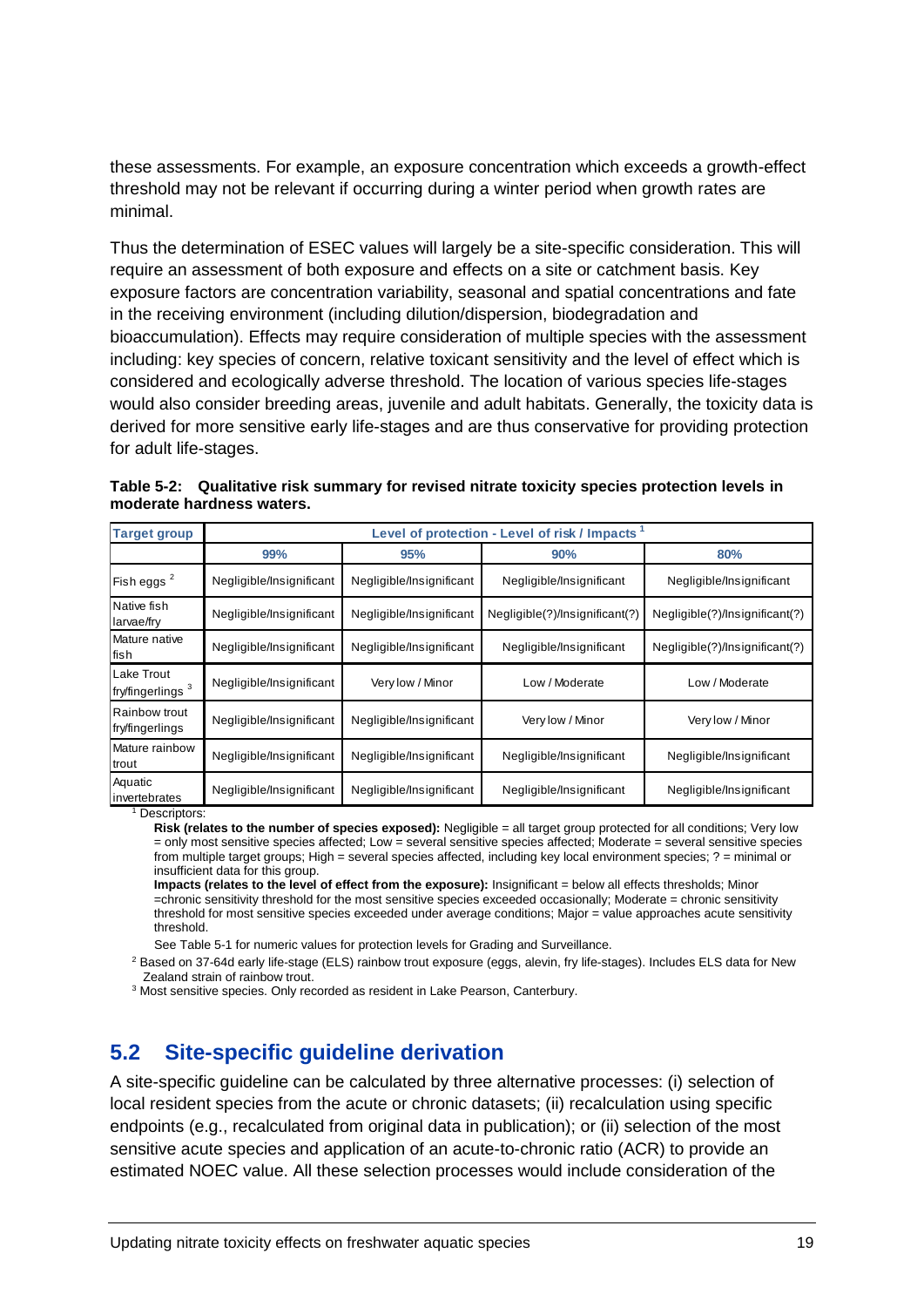these assessments. For example, an exposure concentration which exceeds a growth-effect threshold may not be relevant if occurring during a winter period when growth rates are minimal.

Thus the determination of ESEC values will largely be a site-specific consideration. This will require an assessment of both exposure and effects on a site or catchment basis. Key exposure factors are concentration variability, seasonal and spatial concentrations and fate in the receiving environment (including dilution/dispersion, biodegradation and bioaccumulation). Effects may require consideration of multiple species with the assessment including: key species of concern, relative toxicant sensitivity and the level of effect which is considered and ecologically adverse threshold. The location of various species life-stages would also consider breeding areas, juvenile and adult habitats. Generally, the toxicity data is derived for more sensitive early life-stages and are thus conservative for providing protection for adult life-stages.

**Table 5-2: Qualitative risk summary for revised nitrate toxicity species protection levels in moderate hardness waters.**

| Target group | Level of protection - Level of risk / Impacts [1] | | | |
|---|---|---|---|---|
| | 99% | 95% | 90% | 80% |
| Fish eggs [2] | Negligible/Insignificant | Negligible/Insignificant | Negligible/Insignificant | Negligible/Insignificant |
| Native fish larvae/fry | Negligible/Insignificant | Negligible/Insignificant | Negligible(?)/Insignificant(?) | Negligible(?)/Insignificant(?) |
| Mature native fish | Negligible/Insignificant | Negligible/Insignificant | Negligible/Insignificant | Negligible(?)/Insignificant(?) |
| Lake Trout fry/fingerlings [3] | Negligible/Insignificant | Very low / Minor | Low / Moderate | Low / Moderate |
| Rainbow trout fry/fingerlings | Negligible/Insignificant | Negligible/Insignificant | Very low / Minor | Very low / Minor |
| Mature rainbow trout | Negligible/Insignificant | Negligible/Insignificant | Negligible/Insignificant | Negligible/Insignificant |
| Aquatic invertebrates | Negligible/Insignificant | Negligible/Insignificant | Negligible/Insignificant | Negligible/Insignificant |

[1] Descriptors:

**Risk (relates to the number of species exposed):** Negligible = all target group protected for all conditions; Very low = only most sensitive species affected; Low = several sensitive species affected; Moderate = several sensitive species from multiple target groups; High = several species affected, including key local environment species; ? = minimal or insufficient data for this group.

**Impacts (relates to the level of effect from the exposure):** Insignificant = below all effects thresholds; Minor =chronic sensitivity threshold for the most sensitive species exceeded occasionally; Moderate = chronic sensitivity threshold for most sensitive species exceeded under average conditions; Major = value approaches acute sensitivity threshold.

See Table 5-1 for numeric values for protection levels for Grading and Surveillance.

[2] Based on 37-64d early life-stage (ELS) rainbow trout exposure (eggs, alevin, fry life-stages). Includes ELS data for New Zealand strain of rainbow trout.

[3] Most sensitive species. Only recorded as resident in Lake Pearson, Canterbury.

## 5.2 Site-specific guideline derivation

A site-specific guideline can be calculated by three alternative processes: (i) selection of local resident species from the acute or chronic datasets; (ii) recalculation using specific endpoints (e.g., recalculated from original data in publication); or (ii) selection of the most sensitive acute species and application of an acute-to-chronic ratio (ACR) to provide an estimated NOEC value. All these selection processes would include consideration of the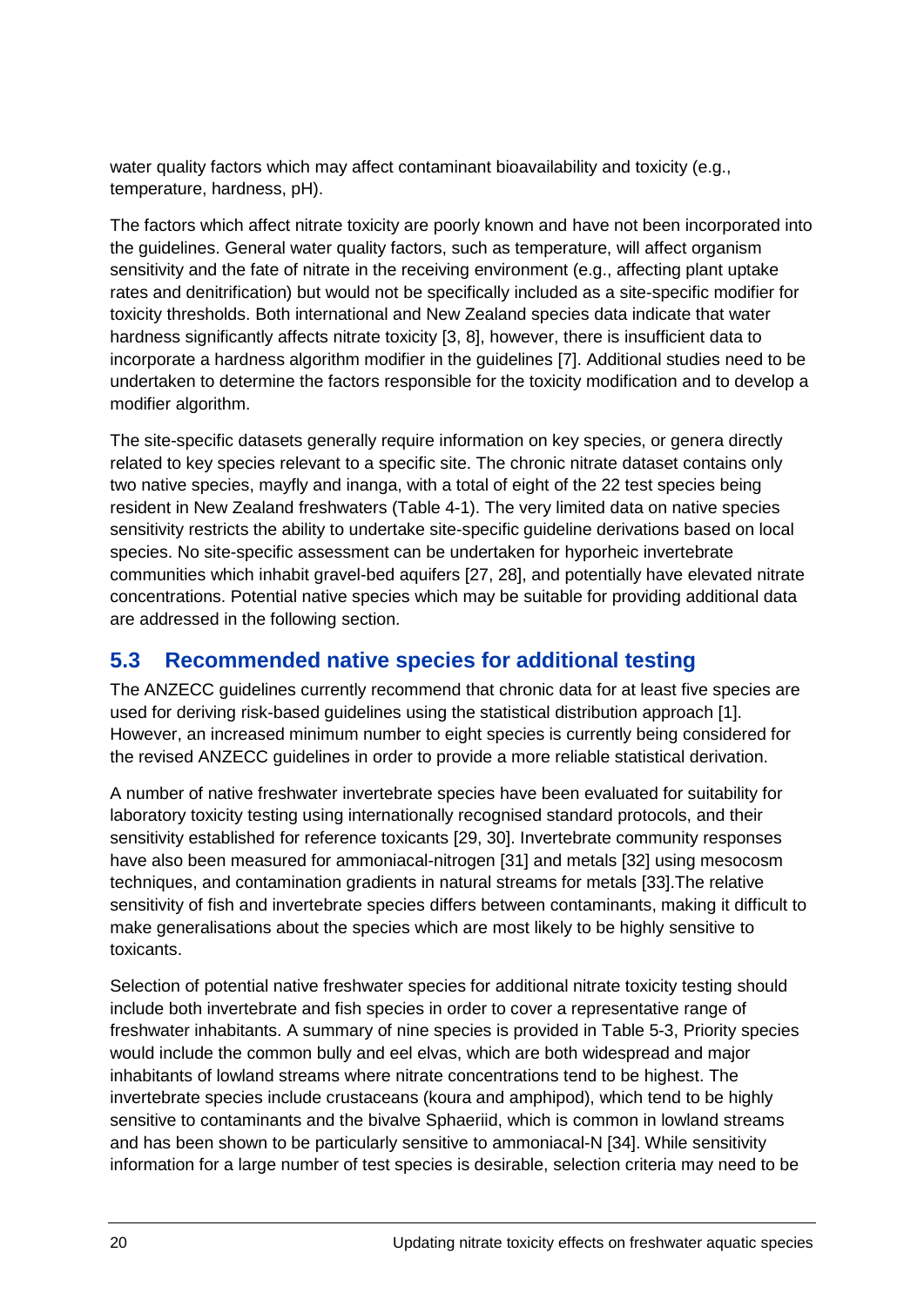water quality factors which may affect contaminant bioavailability and toxicity (e.g., temperature, hardness, pH).

The factors which affect nitrate toxicity are poorly known and have not been incorporated into the guidelines. General water quality factors, such as temperature, will affect organism sensitivity and the fate of nitrate in the receiving environment (e.g., affecting plant uptake rates and denitrification) but would not be specifically included as a site-specific modifier for toxicity thresholds. Both international and New Zealand species data indicate that water hardness significantly affects nitrate toxicity [3, 8], however, there is insufficient data to incorporate a hardness algorithm modifier in the guidelines [7]. Additional studies need to be undertaken to determine the factors responsible for the toxicity modification and to develop a modifier algorithm.

The site-specific datasets generally require information on key species, or genera directly related to key species relevant to a specific site. The chronic nitrate dataset contains only two native species, mayfly and inanga, with a total of eight of the 22 test species being resident in New Zealand freshwaters (Table 4-1). The very limited data on native species sensitivity restricts the ability to undertake site-specific guideline derivations based on local species. No site-specific assessment can be undertaken for hyporheic invertebrate communities which inhabit gravel-bed aquifers [27, 28], and potentially have elevated nitrate concentrations. Potential native species which may be suitable for providing additional data are addressed in the following section.

## 5.3 Recommended native species for additional testing

The ANZECC guidelines currently recommend that chronic data for at least five species are used for deriving risk-based guidelines using the statistical distribution approach [1]. However, an increased minimum number to eight species is currently being considered for the revised ANZECC guidelines in order to provide a more reliable statistical derivation.

A number of native freshwater invertebrate species have been evaluated for suitability for laboratory toxicity testing using internationally recognised standard protocols, and their sensitivity established for reference toxicants [29, 30]. Invertebrate community responses have also been measured for ammoniacal-nitrogen [31] and metals [32] using mesocosm techniques, and contamination gradients in natural streams for metals [33].The relative sensitivity of fish and invertebrate species differs between contaminants, making it difficult to make generalisations about the species which are most likely to be highly sensitive to toxicants.

Selection of potential native freshwater species for additional nitrate toxicity testing should include both invertebrate and fish species in order to cover a representative range of freshwater inhabitants. A summary of nine species is provided in Table 5-3, Priority species would include the common bully and eel elvas, which are both widespread and major inhabitants of lowland streams where nitrate concentrations tend to be highest. The invertebrate species include crustaceans (koura and amphipod), which tend to be highly sensitive to contaminants and the bivalve Sphaeriid, which is common in lowland streams and has been shown to be particularly sensitive to ammoniacal-N [34]. While sensitivity information for a large number of test species is desirable, selection criteria may need to be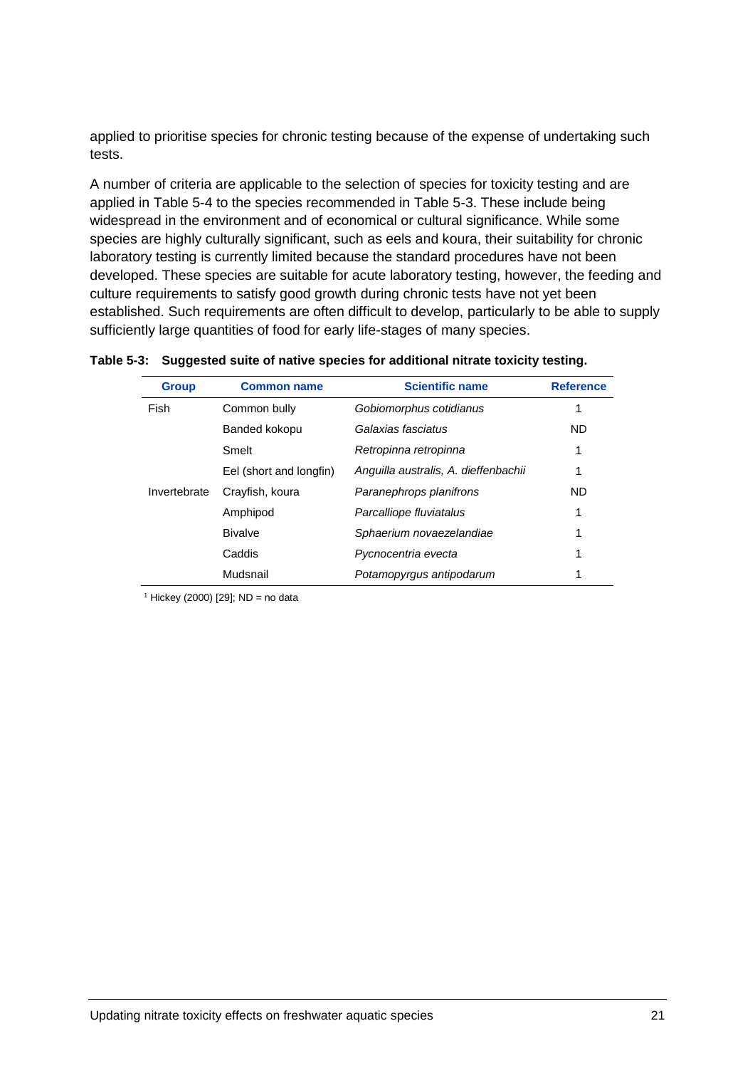applied to prioritise species for chronic testing because of the expense of undertaking such tests.

A number of criteria are applicable to the selection of species for toxicity testing and are applied in Table 5-4 to the species recommended in Table 5-3. These include being widespread in the environment and of economical or cultural significance. While some species are highly culturally significant, such as eels and koura, their suitability for chronic laboratory testing is currently limited because the standard procedures have not been developed. These species are suitable for acute laboratory testing, however, the feeding and culture requirements to satisfy good growth during chronic tests have not yet been established. Such requirements are often difficult to develop, particularly to be able to supply sufficiently large quantities of food for early life-stages of many species.

**Table 5-3: Suggested suite of native species for additional nitrate toxicity testing.**

| Group | Common name | Scientific name | Reference |
|---|---|---|---|
| Fish | Common bully | *Gobiomorphus cotidianus* | 1 |
| | Banded kokopu | *Galaxias fasciatus* | ND |
| | Smelt | *Retropinna retropinna* | 1 |
| | Eel (short and longfin) | *Anguilla australis, A. dieffenbachii* | 1 |
| Invertebrate | Crayfish, koura | *Paranephrops planifrons* | ND |
| | Amphipod | *Parcalliope fluviatalus* | 1 |
| | Bivalve | *Sphaerium novaezelandiae* | 1 |
| | Caddis | *Pycnocentria evecta* | 1 |
| | Mudsnail | *Potamopyrgus antipodarum* | 1 |

[1] Hickey (2000) [29]; ND = no data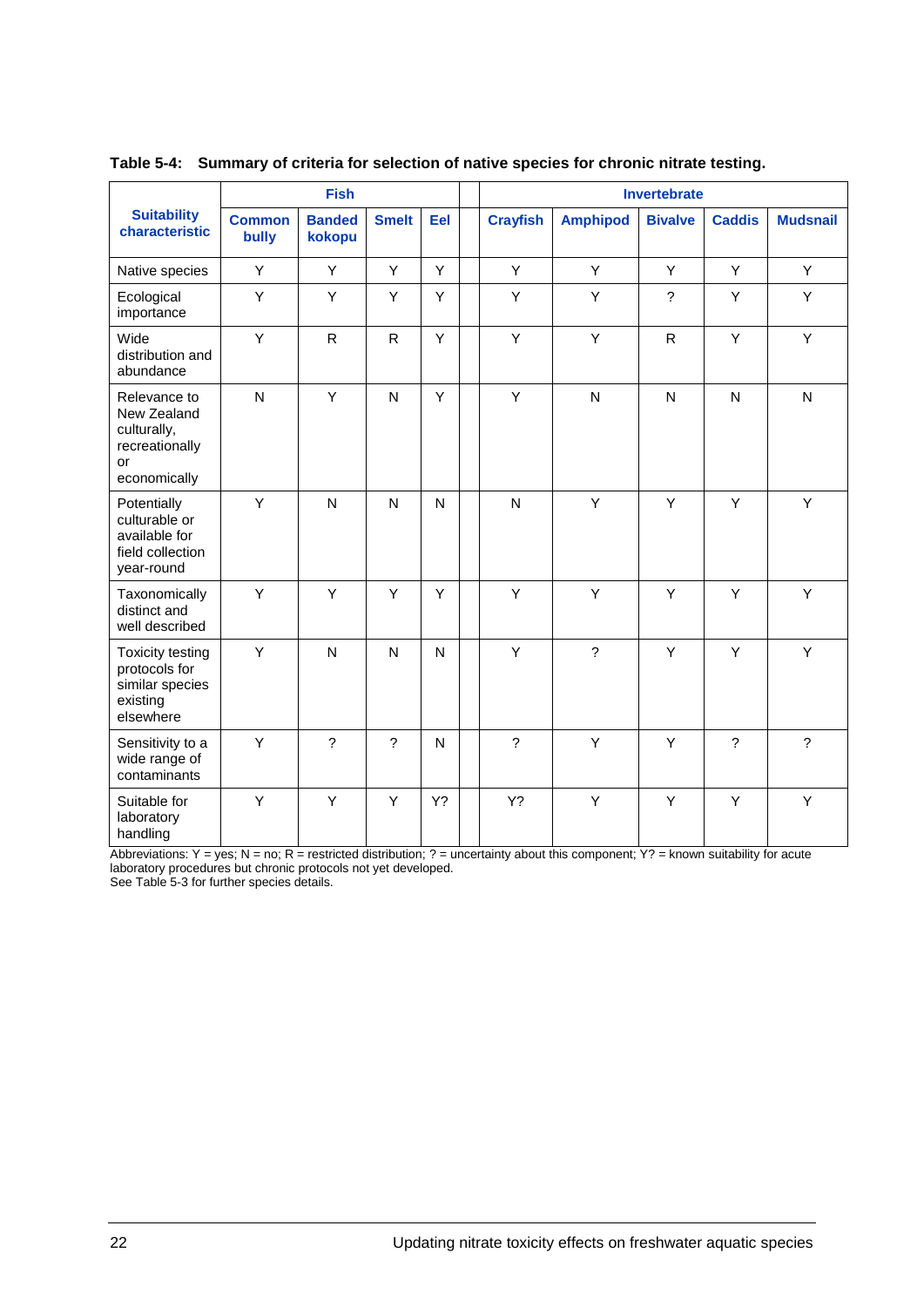**Table 5-4: Summary of criteria for selection of native species for chronic nitrate testing.**

| Suitability characteristic | Fish | | | | | Invertebrate | | | | |
|---|---|---|---|---|---|---|---|---|---|---|
| | Common bully | Banded kokopu | Smelt | Eel | | Crayfish | Amphipod | Bivalve | Caddis | Mudsnail |
| Native species | Y | Y | Y | Y | | Y | Y | Y | Y | Y |
| Ecological importance | Y | Y | Y | Y | | Y | Y | ? | Y | Y |
| Wide distribution and abundance | Y | R | R | Y | | Y | Y | R | Y | Y |
| Relevance to New Zealand culturally, recreationally or economically | N | Y | N | Y | | Y | N | N | N | N |
| Potentially culturable or available for field collection year-round | Y | N | N | N | | N | Y | Y | Y | Y |
| Taxonomically distinct and well described | Y | Y | Y | Y | | Y | Y | Y | Y | Y |
| Toxicity testing protocols for similar species existing elsewhere | Y | N | N | N | | Y | ? | Y | Y | Y |
| Sensitivity to a wide range of contaminants | Y | ? | ? | N | | ? | Y | Y | ? | ? |
| Suitable for laboratory handling | Y | Y | Y | Y? | | Y? | Y | Y | Y | Y |

Abbreviations: Y = yes; N = no; R = restricted distribution; ? = uncertainty about this component; Y? = known suitability for acute laboratory procedures but chronic protocols not yet developed.
See Table 5-3 for further species details.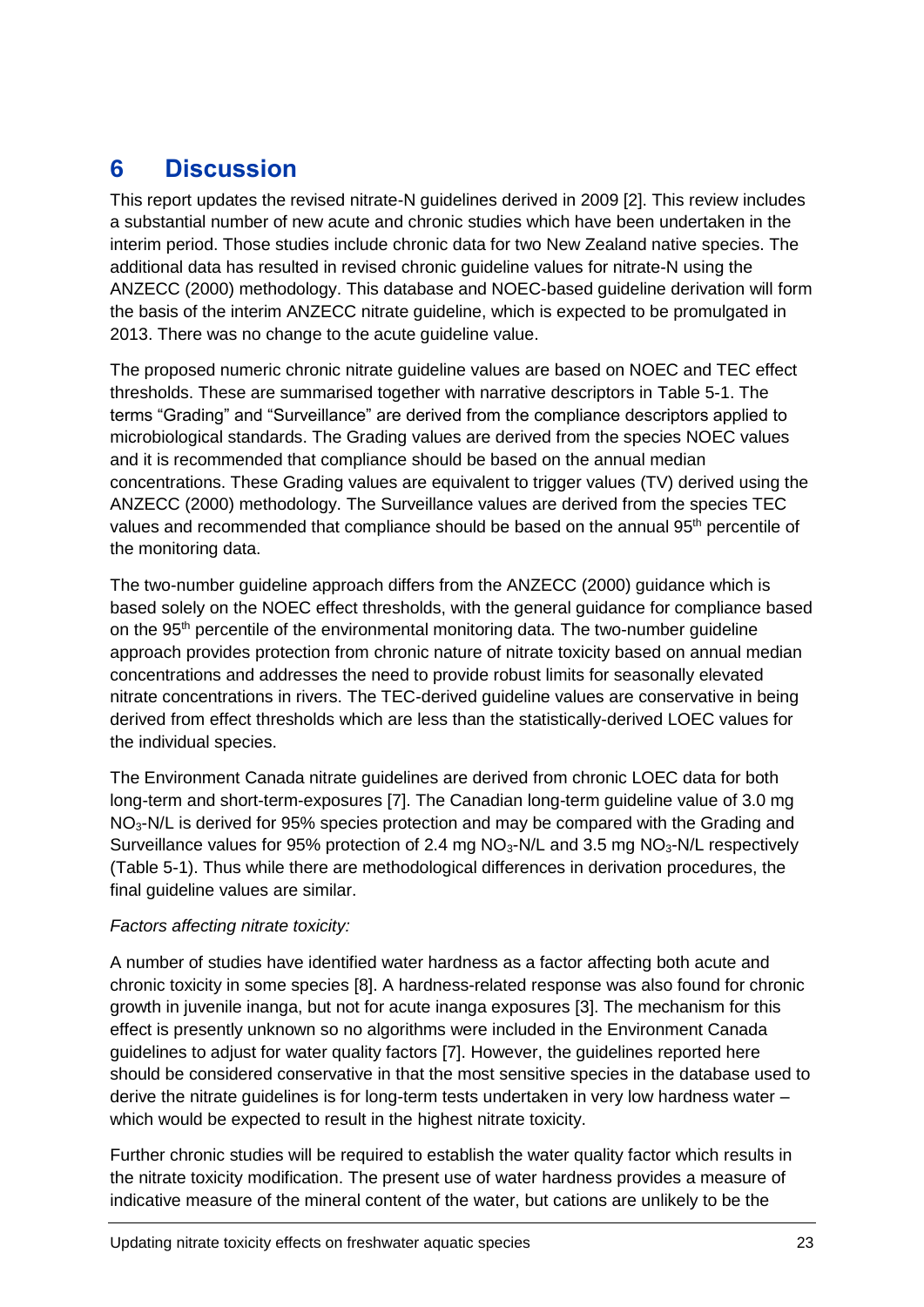# 6 Discussion

This report updates the revised nitrate-N guidelines derived in 2009 [2]. This review includes a substantial number of new acute and chronic studies which have been undertaken in the interim period. Those studies include chronic data for two New Zealand native species. The additional data has resulted in revised chronic guideline values for nitrate-N using the ANZECC (2000) methodology. This database and NOEC-based guideline derivation will form the basis of the interim ANZECC nitrate guideline, which is expected to be promulgated in 2013. There was no change to the acute guideline value.

The proposed numeric chronic nitrate guideline values are based on NOEC and TEC effect thresholds. These are summarised together with narrative descriptors in Table 5-1. The terms "Grading" and "Surveillance" are derived from the compliance descriptors applied to microbiological standards. The Grading values are derived from the species NOEC values and it is recommended that compliance should be based on the annual median concentrations. These Grading values are equivalent to trigger values (TV) derived using the ANZECC (2000) methodology. The Surveillance values are derived from the species TEC values and recommended that compliance should be based on the annual 95th percentile of the monitoring data.

The two-number guideline approach differs from the ANZECC (2000) guidance which is based solely on the NOEC effect thresholds, with the general guidance for compliance based on the 95th percentile of the environmental monitoring data. The two-number guideline approach provides protection from chronic nature of nitrate toxicity based on annual median concentrations and addresses the need to provide robust limits for seasonally elevated nitrate concentrations in rivers. The TEC-derived guideline values are conservative in being derived from effect thresholds which are less than the statistically-derived LOEC values for the individual species.

The Environment Canada nitrate guidelines are derived from chronic LOEC data for both long-term and short-term-exposures [7]. The Canadian long-term guideline value of 3.0 mg $NO_3$-N/L is derived for 95% species protection and may be compared with the Grading and Surveillance values for 95% protection of 2.4 mg $NO_3$-N/L and 3.5 mg $NO_3$-N/L respectively (Table 5-1). Thus while there are methodological differences in derivation procedures, the final guideline values are similar.

*Factors affecting nitrate toxicity:*

A number of studies have identified water hardness as a factor affecting both acute and chronic toxicity in some species [8]. A hardness-related response was also found for chronic growth in juvenile inanga, but not for acute inanga exposures [3]. The mechanism for this effect is presently unknown so no algorithms were included in the Environment Canada guidelines to adjust for water quality factors [7]. However, the guidelines reported here should be considered conservative in that the most sensitive species in the database used to derive the nitrate guidelines is for long-term tests undertaken in very low hardness water – which would be expected to result in the highest nitrate toxicity.

Further chronic studies will be required to establish the water quality factor which results in the nitrate toxicity modification. The present use of water hardness provides a measure of indicative measure of the mineral content of the water, but cations are unlikely to be the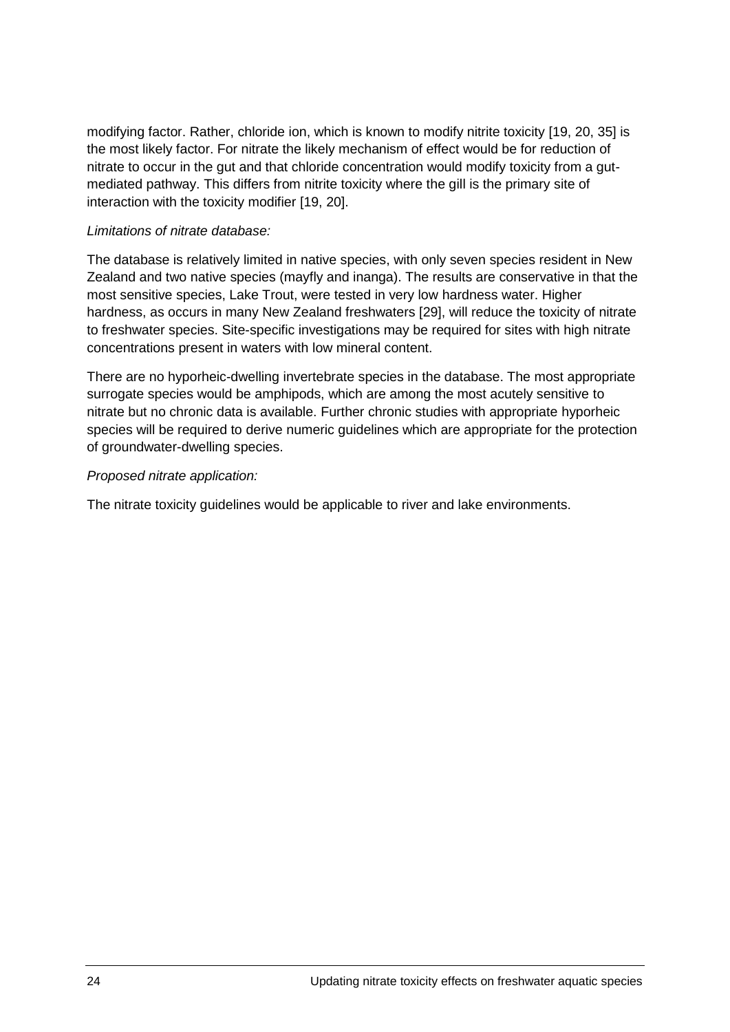modifying factor. Rather, chloride ion, which is known to modify nitrite toxicity [19, 20, 35] is the most likely factor. For nitrate the likely mechanism of effect would be for reduction of nitrate to occur in the gut and that chloride concentration would modify toxicity from a gut-mediated pathway. This differs from nitrite toxicity where the gill is the primary site of interaction with the toxicity modifier [19, 20].

*Limitations of nitrate database:*

The database is relatively limited in native species, with only seven species resident in New Zealand and two native species (mayfly and inanga). The results are conservative in that the most sensitive species, Lake Trout, were tested in very low hardness water. Higher hardness, as occurs in many New Zealand freshwaters [29], will reduce the toxicity of nitrate to freshwater species. Site-specific investigations may be required for sites with high nitrate concentrations present in waters with low mineral content.

There are no hyporheic-dwelling invertebrate species in the database. The most appropriate surrogate species would be amphipods, which are among the most acutely sensitive to nitrate but no chronic data is available. Further chronic studies with appropriate hyporheic species will be required to derive numeric guidelines which are appropriate for the protection of groundwater-dwelling species.

*Proposed nitrate application:*

The nitrate toxicity guidelines would be applicable to river and lake environments.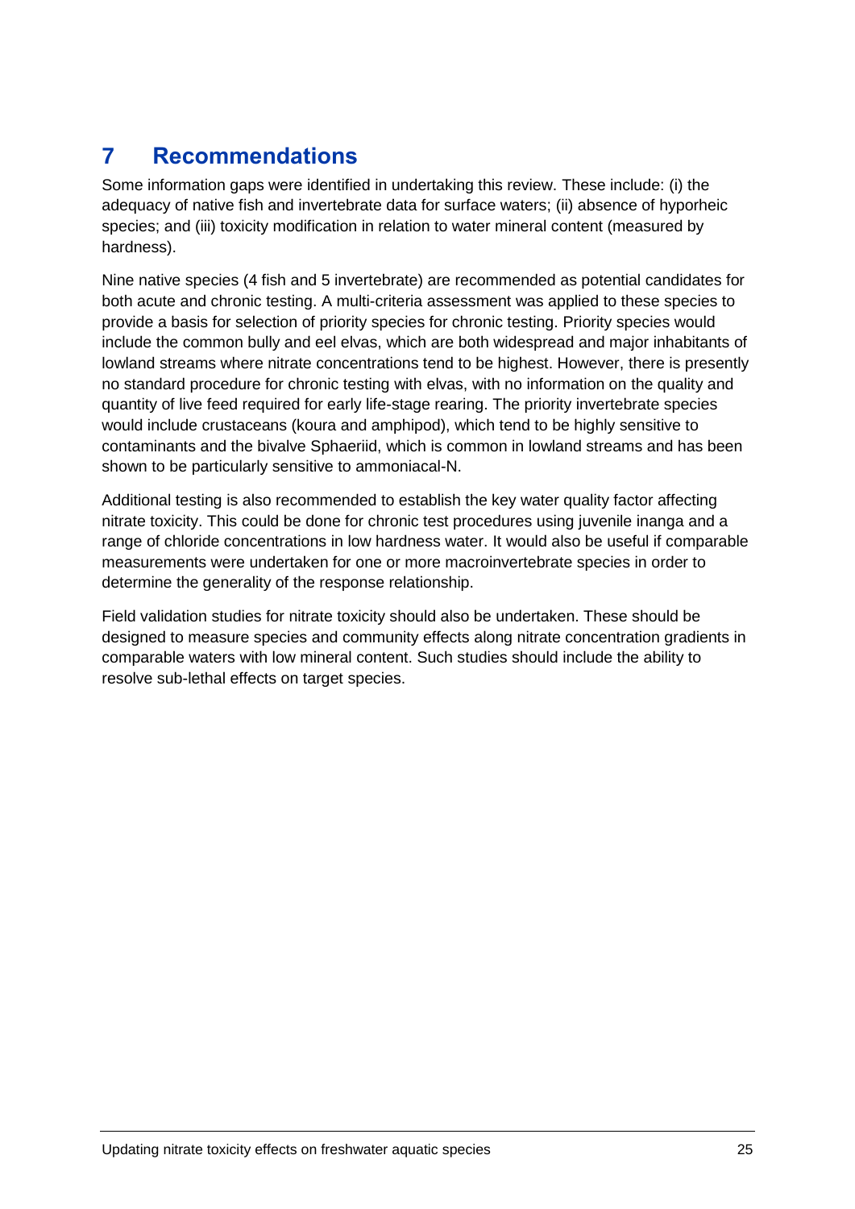# 7 Recommendations

Some information gaps were identified in undertaking this review. These include: (i) the adequacy of native fish and invertebrate data for surface waters; (ii) absence of hyporheic species; and (iii) toxicity modification in relation to water mineral content (measured by hardness).

Nine native species (4 fish and 5 invertebrate) are recommended as potential candidates for both acute and chronic testing. A multi-criteria assessment was applied to these species to provide a basis for selection of priority species for chronic testing. Priority species would include the common bully and eel elvas, which are both widespread and major inhabitants of lowland streams where nitrate concentrations tend to be highest. However, there is presently no standard procedure for chronic testing with elvas, with no information on the quality and quantity of live feed required for early life-stage rearing. The priority invertebrate species would include crustaceans (koura and amphipod), which tend to be highly sensitive to contaminants and the bivalve Sphaeriid, which is common in lowland streams and has been shown to be particularly sensitive to ammoniacal-N.

Additional testing is also recommended to establish the key water quality factor affecting nitrate toxicity. This could be done for chronic test procedures using juvenile inanga and a range of chloride concentrations in low hardness water. It would also be useful if comparable measurements were undertaken for one or more macroinvertebrate species in order to determine the generality of the response relationship.

Field validation studies for nitrate toxicity should also be undertaken. These should be designed to measure species and community effects along nitrate concentration gradients in comparable waters with low mineral content. Such studies should include the ability to resolve sub-lethal effects on target species.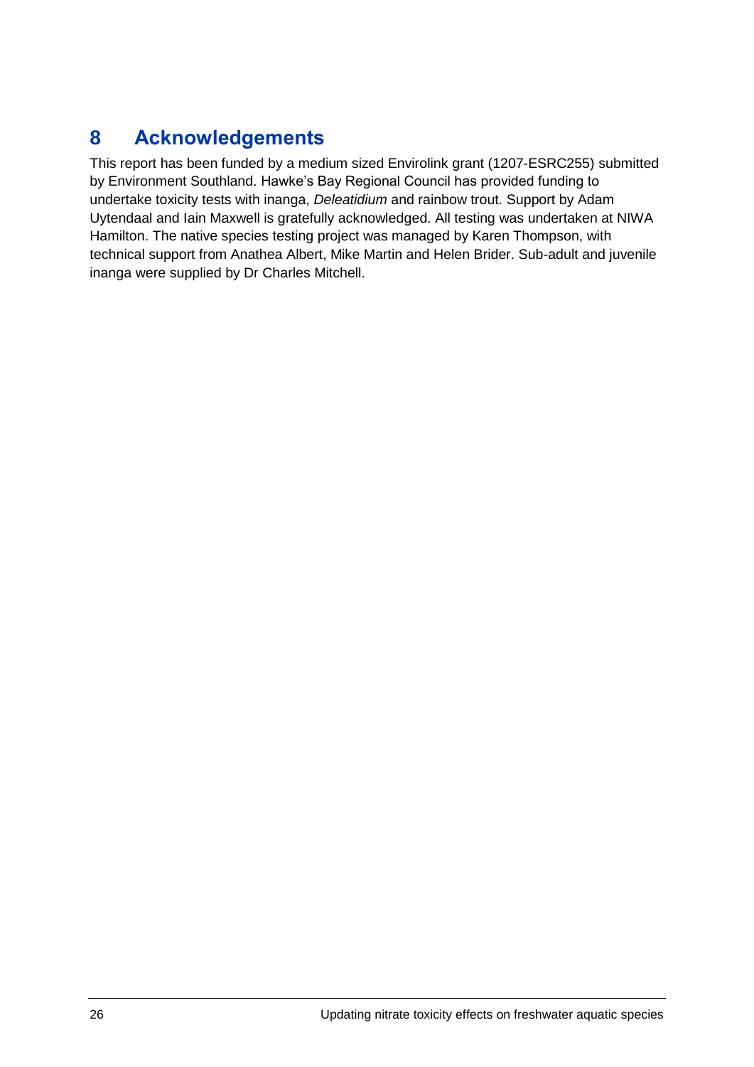# 8 Acknowledgements

This report has been funded by a medium sized Envirolink grant (1207-ESRC255) submitted by Environment Southland. Hawke's Bay Regional Council has provided funding to undertake toxicity tests with inanga, *Deleatidium* and rainbow trout. Support by Adam Uytendaal and Iain Maxwell is gratefully acknowledged. All testing was undertaken at NIWA Hamilton. The native species testing project was managed by Karen Thompson, with technical support from Anathea Albert, Mike Martin and Helen Brider. Sub-adult and juvenile inanga were supplied by Dr Charles Mitchell.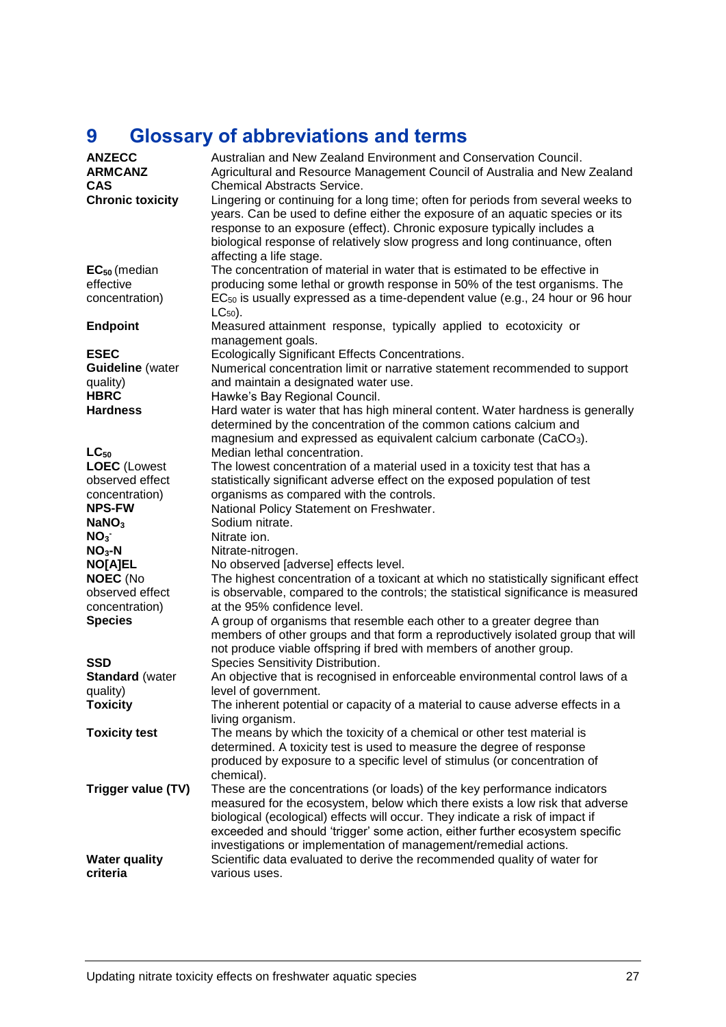# 9 Glossary of abbreviations and terms

| | |
|---|---|
| **ANZECC** | Australian and New Zealand Environment and Conservation Council. |
| **ARMCANZ** | Agricultural and Resource Management Council of Australia and New Zealand |
| **CAS** | Chemical Abstracts Service. |
| **Chronic toxicity** | Lingering or continuing for a long time; often for periods from several weeks to years. Can be used to define either the exposure of an aquatic species or its response to an exposure (effect). Chronic exposure typically includes a biological response of relatively slow progress and long continuance, often affecting a life stage. |
| **$EC_{50}$** (median effective concentration) | The concentration of material in water that is estimated to be effective in producing some lethal or growth response in 50% of the test organisms. The $EC_{50}$ is usually expressed as a time-dependent value (e.g., 24 hour or 96 hour $LC_{50}$). |
| **Endpoint** | Measured attainment response, typically applied to ecotoxicity or management goals. |
| **ESEC** | Ecologically Significant Effects Concentrations. |
| **Guideline** (water quality) | Numerical concentration limit or narrative statement recommended to support and maintain a designated water use. |
| **HBRC** | Hawke's Bay Regional Council. |
| **Hardness** | Hard water is water that has high mineral content. Water hardness is generally determined by the concentration of the common cations calcium and magnesium and expressed as equivalent calcium carbonate ($CaCO_3$). |
| **$LC_{50}$** | Median lethal concentration. |
| **LOEC** (Lowest observed effect concentration) | The lowest concentration of a material used in a toxicity test that has a statistically significant adverse effect on the exposed population of test organisms as compared with the controls. |
| **NPS-FW** | National Policy Statement on Freshwater. |
| **$NaNO_3$** | Sodium nitrate. |
| **$NO_3^-$** | Nitrate ion. |
| **$NO_3$-N** | Nitrate-nitrogen. |
| **NO[A]EL** | No observed [adverse] effects level. |
| **NOEC** (No observed effect concentration) | The highest concentration of a toxicant at which no statistically significant effect is observable, compared to the controls; the statistical significance is measured at the 95% confidence level. |
| **Species** | A group of organisms that resemble each other to a greater degree than members of other groups and that form a reproductively isolated group that will not produce viable offspring if bred with members of another group. |
| **SSD** | Species Sensitivity Distribution. |
| **Standard** (water quality) | An objective that is recognised in enforceable environmental control laws of a level of government. |
| **Toxicity** | The inherent potential or capacity of a material to cause adverse effects in a living organism. |
| **Toxicity test** | The means by which the toxicity of a chemical or other test material is determined. A toxicity test is used to measure the degree of response produced by exposure to a specific level of stimulus (or concentration of chemical). |
| **Trigger value (TV)** | These are the concentrations (or loads) of the key performance indicators measured for the ecosystem, below which there exists a low risk that adverse biological (ecological) effects will occur. They indicate a risk of impact if exceeded and should 'trigger' some action, either further ecosystem specific investigations or implementation of management/remedial actions. |
| **Water quality criteria** | Scientific data evaluated to derive the recommended quality of water for various uses. |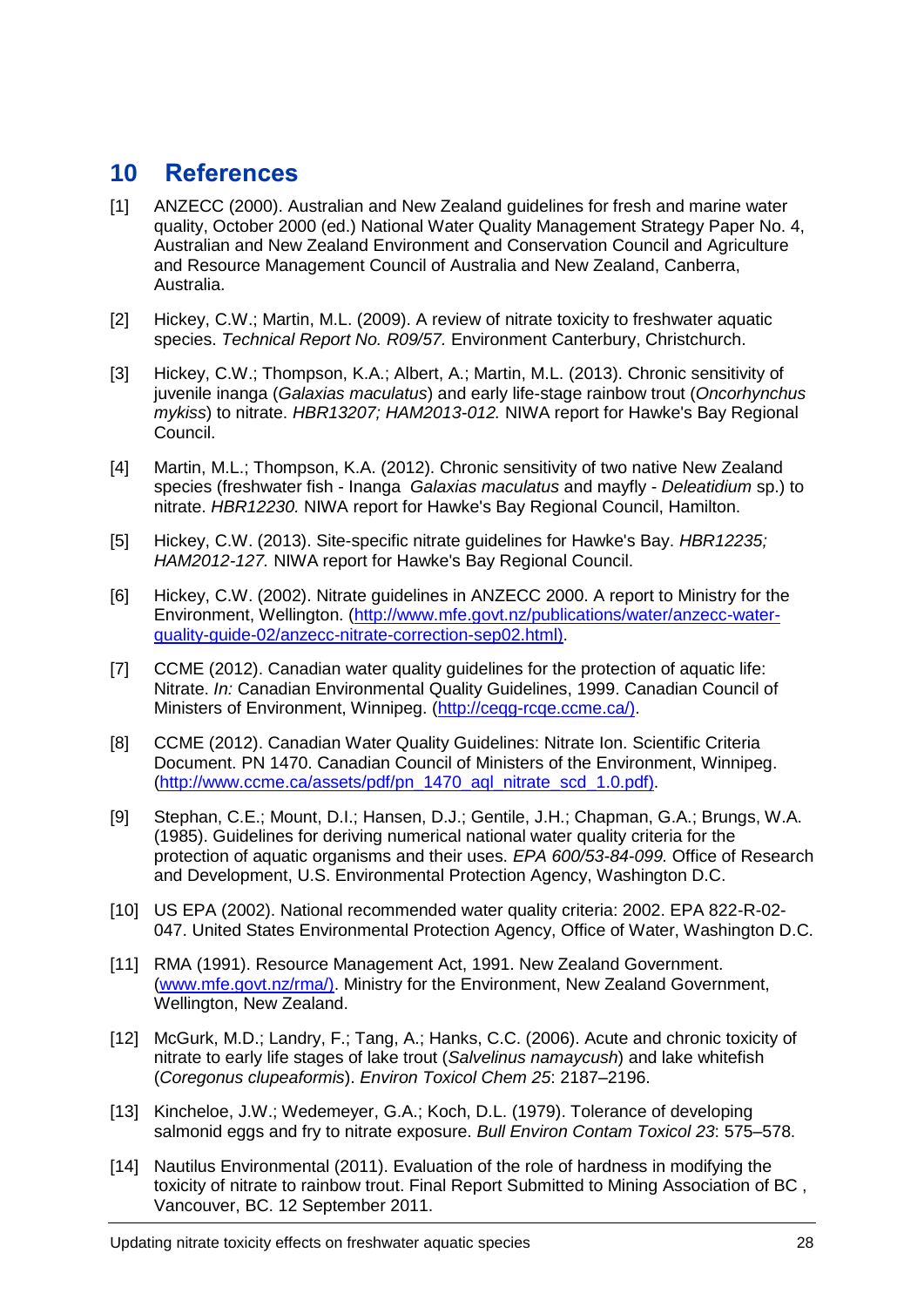# 10 References

[1] ANZECC (2000). Australian and New Zealand guidelines for fresh and marine water quality, October 2000 (ed.) National Water Quality Management Strategy Paper No. 4, Australian and New Zealand Environment and Conservation Council and Agriculture and Resource Management Council of Australia and New Zealand, Canberra, Australia.

[2] Hickey, C.W.; Martin, M.L. (2009). A review of nitrate toxicity to freshwater aquatic species. *Technical Report No. R09/57.* Environment Canterbury, Christchurch.

[3] Hickey, C.W.; Thompson, K.A.; Albert, A.; Martin, M.L. (2013). Chronic sensitivity of juvenile inanga (*Galaxias maculatus*) and early life-stage rainbow trout (*Oncorhynchus mykiss*) to nitrate. *HBR13207; HAM2013-012.* NIWA report for Hawke's Bay Regional Council.

[4] Martin, M.L.; Thompson, K.A. (2012). Chronic sensitivity of two native New Zealand species (freshwater fish - Inanga *Galaxias maculatus* and mayfly - *Deleatidium* sp.) to nitrate. *HBR12230.* NIWA report for Hawke's Bay Regional Council, Hamilton.

[5] Hickey, C.W. (2013). Site-specific nitrate guidelines for Hawke's Bay. *HBR12235; HAM2012-127.* NIWA report for Hawke's Bay Regional Council.

[6] Hickey, C.W. (2002). Nitrate guidelines in ANZECC 2000. A report to Ministry for the Environment, Wellington. (http://www.mfe.govt.nz/publications/water/anzecc-water-quality-guide-02/anzecc-nitrate-correction-sep02.html).

[7] CCME (2012). Canadian water quality guidelines for the protection of aquatic life: Nitrate. *In:* Canadian Environmental Quality Guidelines, 1999. Canadian Council of Ministers of Environment, Winnipeg. (http://ceqg-rcqe.ccme.ca/).

[8] CCME (2012). Canadian Water Quality Guidelines: Nitrate Ion. Scientific Criteria Document. PN 1470. Canadian Council of Ministers of the Environment, Winnipeg. (http://www.ccme.ca/assets/pdf/pn_1470_aql_nitrate_scd_1.0.pdf).

[9] Stephan, C.E.; Mount, D.I.; Hansen, D.J.; Gentile, J.H.; Chapman, G.A.; Brungs, W.A. (1985). Guidelines for deriving numerical national water quality criteria for the protection of aquatic organisms and their uses. *EPA 600/53-84-099.* Office of Research and Development, U.S. Environmental Protection Agency, Washington D.C.

[10] US EPA (2002). National recommended water quality criteria: 2002. EPA 822-R-02-047. United States Environmental Protection Agency, Office of Water, Washington D.C.

[11] RMA (1991). Resource Management Act, 1991. New Zealand Government. (www.mfe.govt.nz/rma/). Ministry for the Environment, New Zealand Government, Wellington, New Zealand.

[12] McGurk, M.D.; Landry, F.; Tang, A.; Hanks, C.C. (2006). Acute and chronic toxicity of nitrate to early life stages of lake trout (*Salvelinus namaycush*) and lake whitefish (*Coregonus clupeaformis*). *Environ Toxicol Chem 25*: 2187–2196.

[13] Kincheloe, J.W.; Wedemeyer, G.A.; Koch, D.L. (1979). Tolerance of developing salmonid eggs and fry to nitrate exposure. *Bull Environ Contam Toxicol 23*: 575–578.

[14] Nautilus Environmental (2011). Evaluation of the role of hardness in modifying the toxicity of nitrate to rainbow trout. Final Report Submitted to Mining Association of BC , Vancouver, BC. 12 September 2011.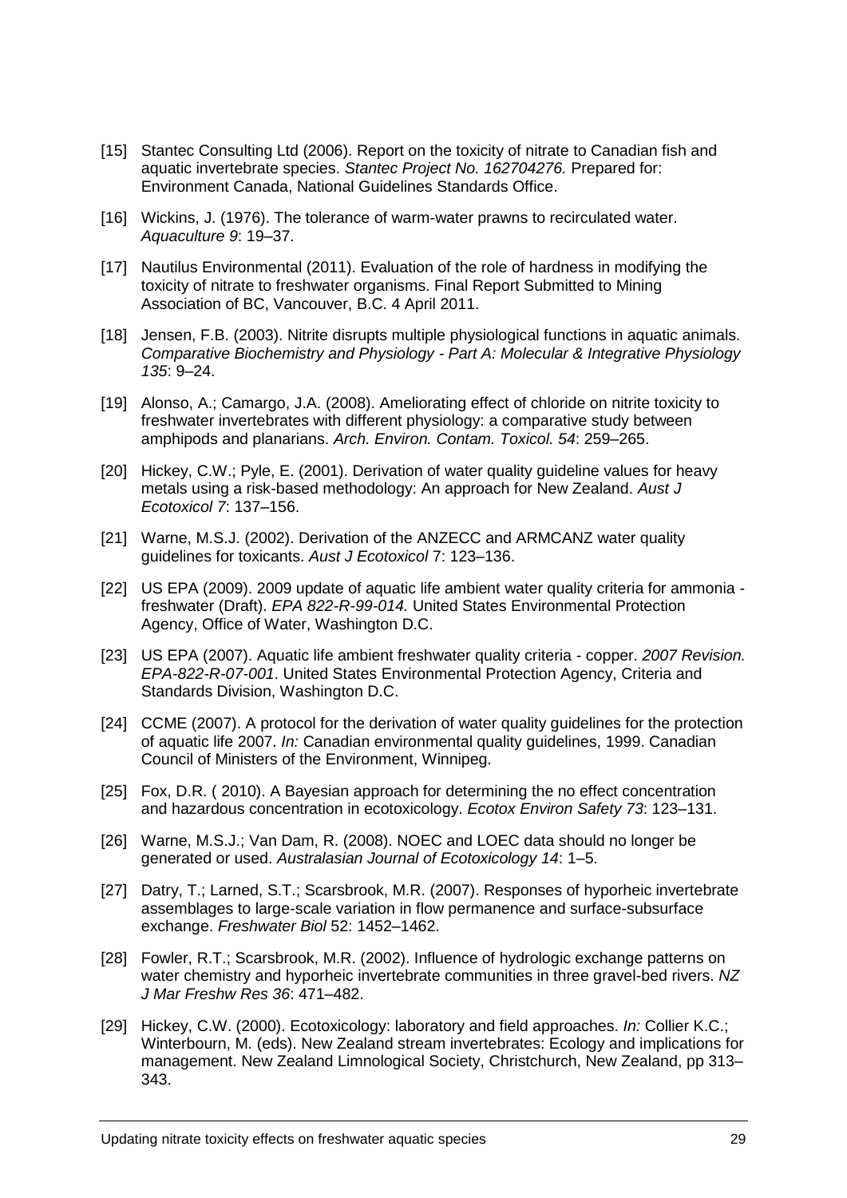[15] Stantec Consulting Ltd (2006). Report on the toxicity of nitrate to Canadian fish and aquatic invertebrate species. *Stantec Project No. 162704276.* Prepared for: Environment Canada, National Guidelines Standards Office.

[16] Wickins, J. (1976). The tolerance of warm-water prawns to recirculated water. *Aquaculture 9*: 19–37.

[17] Nautilus Environmental (2011). Evaluation of the role of hardness in modifying the toxicity of nitrate to freshwater organisms. Final Report Submitted to Mining Association of BC, Vancouver, B.C. 4 April 2011.

[18] Jensen, F.B. (2003). Nitrite disrupts multiple physiological functions in aquatic animals. *Comparative Biochemistry and Physiology - Part A: Molecular & Integrative Physiology 135*: 9–24.

[19] Alonso, A.; Camargo, J.A. (2008). Ameliorating effect of chloride on nitrite toxicity to freshwater invertebrates with different physiology: a comparative study between amphipods and planarians. *Arch. Environ. Contam. Toxicol. 54*: 259–265.

[20] Hickey, C.W.; Pyle, E. (2001). Derivation of water quality guideline values for heavy metals using a risk-based methodology: An approach for New Zealand. *Aust J Ecotoxicol 7*: 137–156.

[21] Warne, M.S.J. (2002). Derivation of the ANZECC and ARMCANZ water quality guidelines for toxicants. *Aust J Ecotoxicol* 7: 123–136.

[22] US EPA (2009). 2009 update of aquatic life ambient water quality criteria for ammonia - freshwater (Draft). *EPA 822-R-99-014.* United States Environmental Protection Agency, Office of Water, Washington D.C.

[23] US EPA (2007). Aquatic life ambient freshwater quality criteria - copper. *2007 Revision. EPA-822-R-07-001*. United States Environmental Protection Agency, Criteria and Standards Division, Washington D.C.

[24] CCME (2007). A protocol for the derivation of water quality guidelines for the protection of aquatic life 2007. *In:* Canadian environmental quality guidelines, 1999. Canadian Council of Ministers of the Environment, Winnipeg.

[25] Fox, D.R. ( 2010). A Bayesian approach for determining the no effect concentration and hazardous concentration in ecotoxicology. *Ecotox Environ Safety 73*: 123–131.

[26] Warne, M.S.J.; Van Dam, R. (2008). NOEC and LOEC data should no longer be generated or used. *Australasian Journal of Ecotoxicology 14*: 1–5.

[27] Datry, T.; Larned, S.T.; Scarsbrook, M.R. (2007). Responses of hyporheic invertebrate assemblages to large-scale variation in flow permanence and surface-subsurface exchange. *Freshwater Biol* 52: 1452–1462.

[28] Fowler, R.T.; Scarsbrook, M.R. (2002). Influence of hydrologic exchange patterns on water chemistry and hyporheic invertebrate communities in three gravel-bed rivers. *NZ J Mar Freshw Res 36*: 471–482.

[29] Hickey, C.W. (2000). Ecotoxicology: laboratory and field approaches. *In:* Collier K.C.; Winterbourn, M. (eds). New Zealand stream invertebrates: Ecology and implications for management. New Zealand Limnological Society, Christchurch, New Zealand, pp 313–343.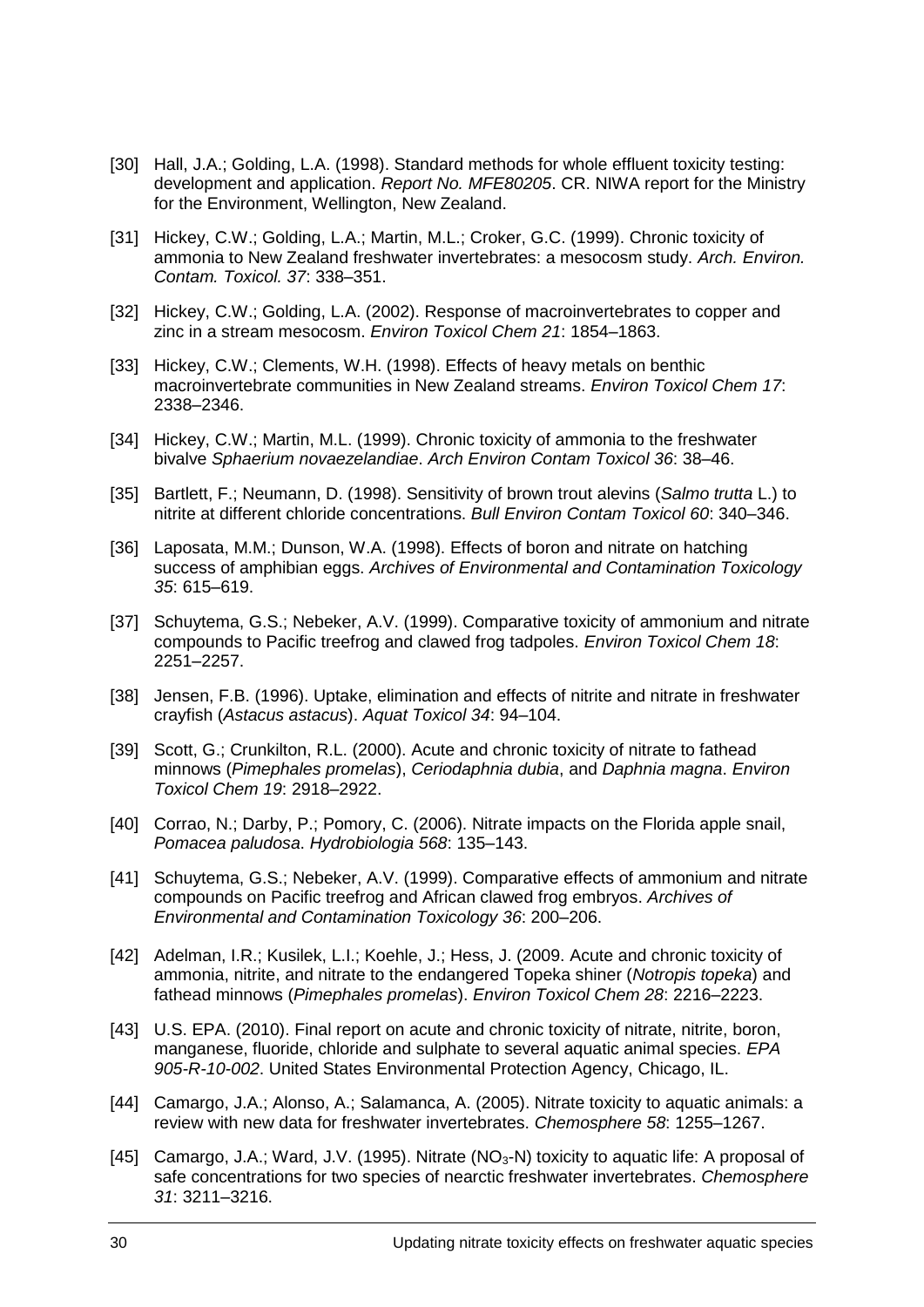[30] Hall, J.A.; Golding, L.A. (1998). Standard methods for whole effluent toxicity testing: development and application. *Report No. MFE80205*. CR. NIWA report for the Ministry for the Environment, Wellington, New Zealand.

[31] Hickey, C.W.; Golding, L.A.; Martin, M.L.; Croker, G.C. (1999). Chronic toxicity of ammonia to New Zealand freshwater invertebrates: a mesocosm study. *Arch. Environ. Contam. Toxicol. 37*: 338–351.

[32] Hickey, C.W.; Golding, L.A. (2002). Response of macroinvertebrates to copper and zinc in a stream mesocosm. *Environ Toxicol Chem 21*: 1854–1863.

[33] Hickey, C.W.; Clements, W.H. (1998). Effects of heavy metals on benthic macroinvertebrate communities in New Zealand streams. *Environ Toxicol Chem 17*: 2338–2346.

[34] Hickey, C.W.; Martin, M.L. (1999). Chronic toxicity of ammonia to the freshwater bivalve *Sphaerium novaezelandiae*. *Arch Environ Contam Toxicol 36*: 38–46.

[35] Bartlett, F.; Neumann, D. (1998). Sensitivity of brown trout alevins (*Salmo trutta* L.) to nitrite at different chloride concentrations. *Bull Environ Contam Toxicol 60*: 340–346.

[36] Laposata, M.M.; Dunson, W.A. (1998). Effects of boron and nitrate on hatching success of amphibian eggs. *Archives of Environmental and Contamination Toxicology 35*: 615–619.

[37] Schuytema, G.S.; Nebeker, A.V. (1999). Comparative toxicity of ammonium and nitrate compounds to Pacific treefrog and clawed frog tadpoles. *Environ Toxicol Chem 18*: 2251–2257.

[38] Jensen, F.B. (1996). Uptake, elimination and effects of nitrite and nitrate in freshwater crayfish (*Astacus astacus*). *Aquat Toxicol 34*: 94–104.

[39] Scott, G.; Crunkilton, R.L. (2000). Acute and chronic toxicity of nitrate to fathead minnows (*Pimephales promelas*), *Ceriodaphnia dubia*, and *Daphnia magna*. *Environ Toxicol Chem 19*: 2918–2922.

[40] Corrao, N.; Darby, P.; Pomory, C. (2006). Nitrate impacts on the Florida apple snail, *Pomacea paludosa*. *Hydrobiologia 568*: 135–143.

[41] Schuytema, G.S.; Nebeker, A.V. (1999). Comparative effects of ammonium and nitrate compounds on Pacific treefrog and African clawed frog embryos. *Archives of Environmental and Contamination Toxicology 36*: 200–206.

[42] Adelman, I.R.; Kusilek, L.I.; Koehle, J.; Hess, J. (2009. Acute and chronic toxicity of ammonia, nitrite, and nitrate to the endangered Topeka shiner (*Notropis topeka*) and fathead minnows (*Pimephales promelas*). *Environ Toxicol Chem 28*: 2216–2223.

[43] U.S. EPA. (2010). Final report on acute and chronic toxicity of nitrate, nitrite, boron, manganese, fluoride, chloride and sulphate to several aquatic animal species. *EPA 905-R-10-002*. United States Environmental Protection Agency, Chicago, IL.

[44] Camargo, J.A.; Alonso, A.; Salamanca, A. (2005). Nitrate toxicity to aquatic animals: a review with new data for freshwater invertebrates. *Chemosphere 58*: 1255–1267.

[45] Camargo, J.A.; Ward, J.V. (1995). Nitrate ($NO_3$-N) toxicity to aquatic life: A proposal of safe concentrations for two species of nearctic freshwater invertebrates. *Chemosphere 31*: 3211–3216.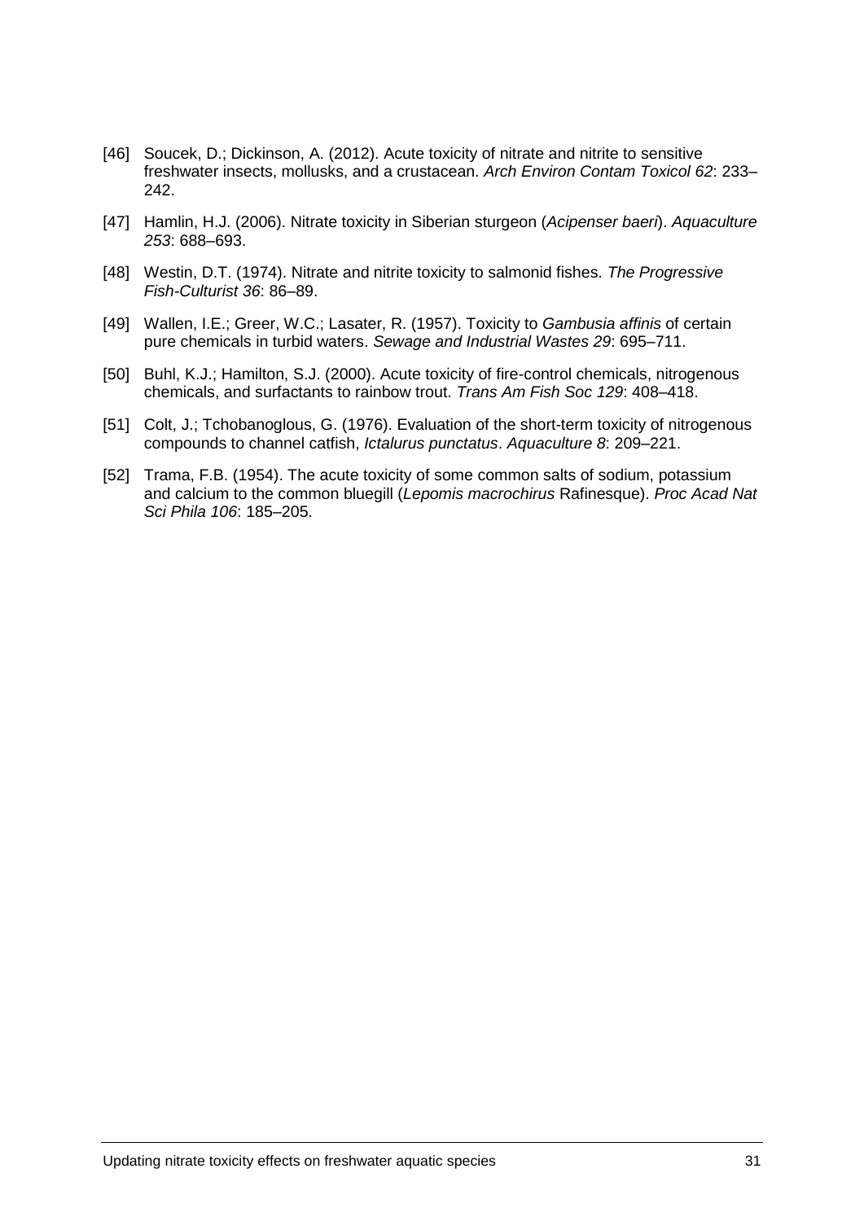[46] Soucek, D.; Dickinson, A. (2012). Acute toxicity of nitrate and nitrite to sensitive freshwater insects, mollusks, and a crustacean. *Arch Environ Contam Toxicol 62*: 233–242.

[47] Hamlin, H.J. (2006). Nitrate toxicity in Siberian sturgeon (*Acipenser baeri*). *Aquaculture 253*: 688–693.

[48] Westin, D.T. (1974). Nitrate and nitrite toxicity to salmonid fishes. *The Progressive Fish-Culturist 36*: 86–89.

[49] Wallen, I.E.; Greer, W.C.; Lasater, R. (1957). Toxicity to *Gambusia affinis* of certain pure chemicals in turbid waters. *Sewage and Industrial Wastes 29*: 695–711.

[50] Buhl, K.J.; Hamilton, S.J. (2000). Acute toxicity of fire-control chemicals, nitrogenous chemicals, and surfactants to rainbow trout. *Trans Am Fish Soc 129*: 408–418.

[51] Colt, J.; Tchobanoglous, G. (1976). Evaluation of the short-term toxicity of nitrogenous compounds to channel catfish, *Ictalurus punctatus*. *Aquaculture 8*: 209–221.

[52] Trama, F.B. (1954). The acute toxicity of some common salts of sodium, potassium and calcium to the common bluegill (*Lepomis macrochirus* Rafinesque). *Proc Acad Nat Sci Phila 106*: 185–205.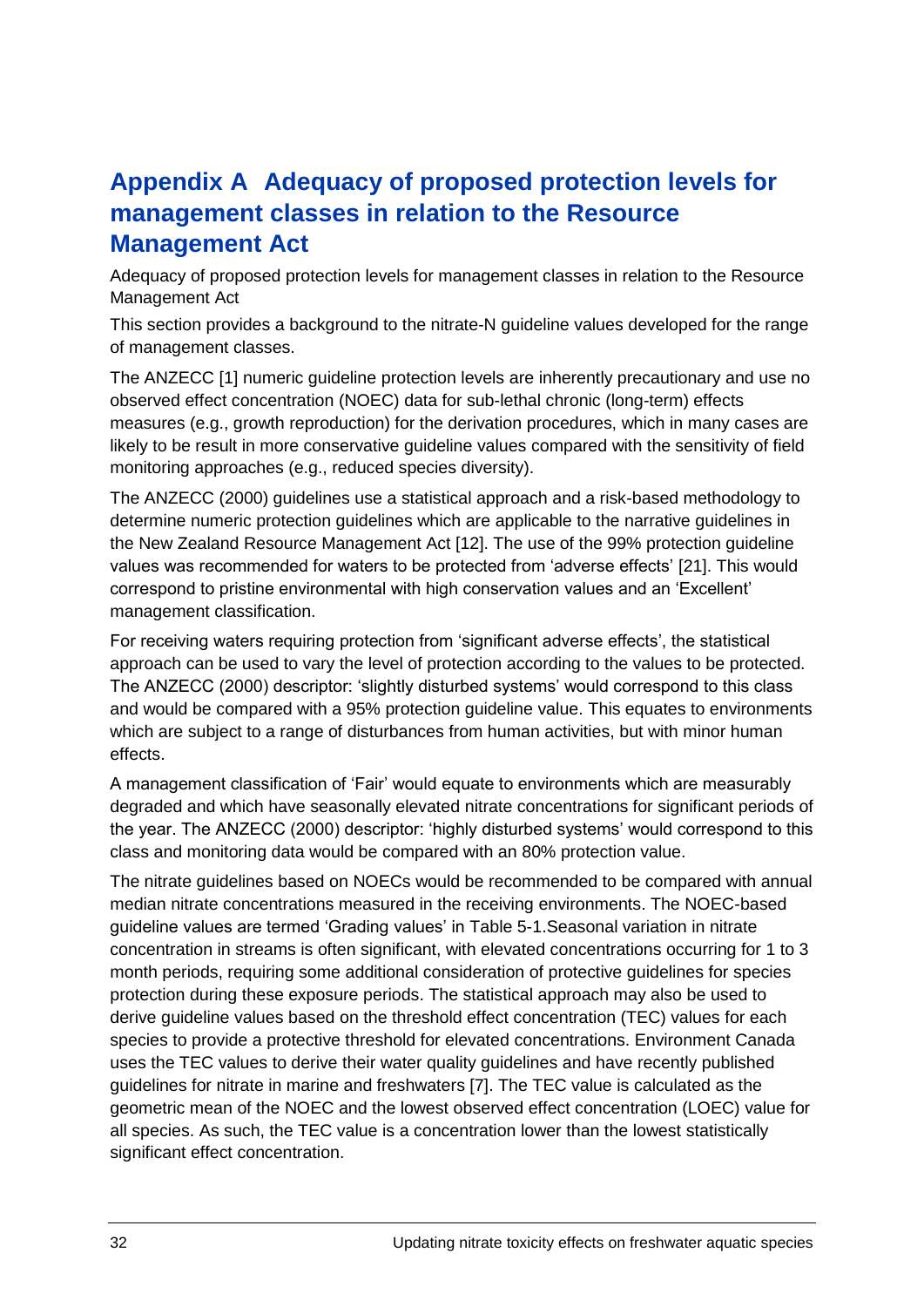# Appendix A Adequacy of proposed protection levels for management classes in relation to the Resource Management Act

Adequacy of proposed protection levels for management classes in relation to the Resource Management Act

This section provides a background to the nitrate-N guideline values developed for the range of management classes.

The ANZECC [1] numeric guideline protection levels are inherently precautionary and use no observed effect concentration (NOEC) data for sub-lethal chronic (long-term) effects measures (e.g., growth reproduction) for the derivation procedures, which in many cases are likely to be result in more conservative guideline values compared with the sensitivity of field monitoring approaches (e.g., reduced species diversity).

The ANZECC (2000) guidelines use a statistical approach and a risk-based methodology to determine numeric protection guidelines which are applicable to the narrative guidelines in the New Zealand Resource Management Act [12]. The use of the 99% protection guideline values was recommended for waters to be protected from 'adverse effects' [21]. This would correspond to pristine environmental with high conservation values and an 'Excellent' management classification.

For receiving waters requiring protection from 'significant adverse effects', the statistical approach can be used to vary the level of protection according to the values to be protected. The ANZECC (2000) descriptor: 'slightly disturbed systems' would correspond to this class and would be compared with a 95% protection guideline value. This equates to environments which are subject to a range of disturbances from human activities, but with minor human effects.

A management classification of 'Fair' would equate to environments which are measurably degraded and which have seasonally elevated nitrate concentrations for significant periods of the year. The ANZECC (2000) descriptor: 'highly disturbed systems' would correspond to this class and monitoring data would be compared with an 80% protection value.

The nitrate guidelines based on NOECs would be recommended to be compared with annual median nitrate concentrations measured in the receiving environments. The NOEC-based guideline values are termed 'Grading values' in Table 5-1.Seasonal variation in nitrate concentration in streams is often significant, with elevated concentrations occurring for 1 to 3 month periods, requiring some additional consideration of protective guidelines for species protection during these exposure periods. The statistical approach may also be used to derive guideline values based on the threshold effect concentration (TEC) values for each species to provide a protective threshold for elevated concentrations. Environment Canada uses the TEC values to derive their water quality guidelines and have recently published guidelines for nitrate in marine and freshwaters [7]. The TEC value is calculated as the geometric mean of the NOEC and the lowest observed effect concentration (LOEC) value for all species. As such, the TEC value is a concentration lower than the lowest statistically significant effect concentration.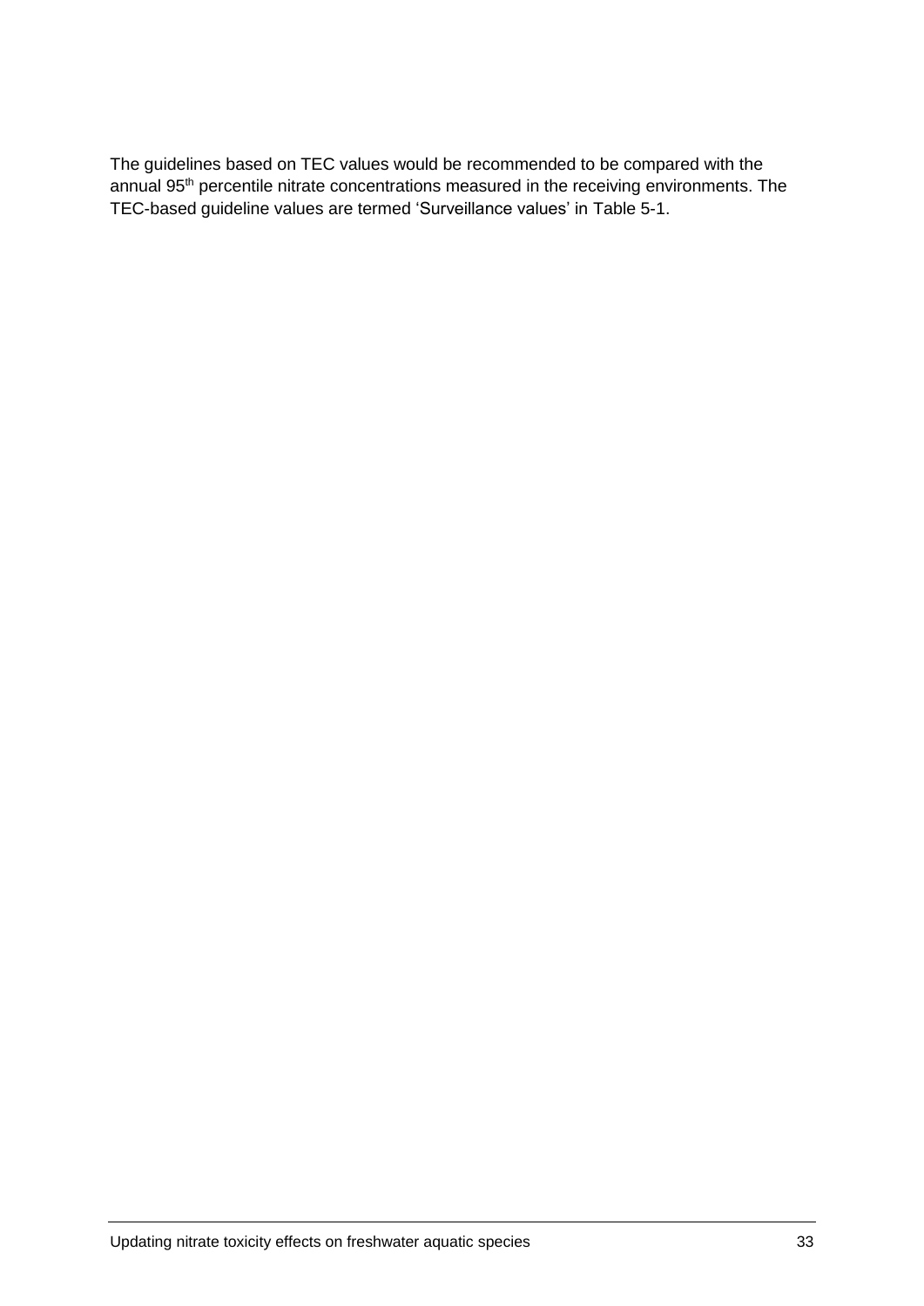The guidelines based on TEC values would be recommended to be compared with the annual 95$^{th}$ percentile nitrate concentrations measured in the receiving environments. The TEC-based guideline values are termed 'Surveillance values' in Table 5-1.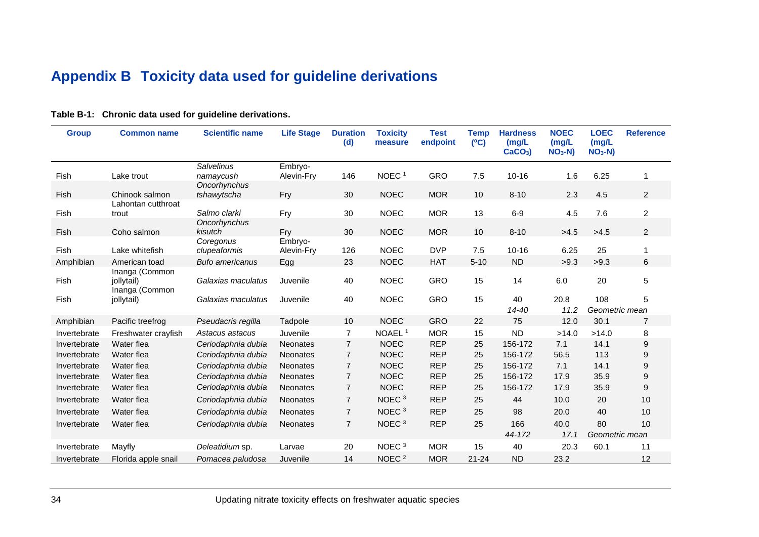# Appendix B Toxicity data used for guideline derivations

**Table B-1: Chronic data used for guideline derivations.**

| Group | Common name | Scientific name | Life Stage | Duration (d) | Toxicity measure | Test endpoint | Temp (ºC) | Hardness (mg/L $CaCO_3$) | NOEC (mg/L $NO_3$-N) | LOEC (mg/L $NO_3$-N) | Reference |
|---|---|---|---|---|---|---|---|---|---|---|---|
| Fish | Lake trout | *Salvelinus namaycush* | Embryo-Alevin-Fry | 146 | NOEC [1] | GRO | 7.5 | 10-16 | 1.6 | 6.25 | 1 |
| Fish | Chinook salmon | *Oncorhynchus tshawytscha* | Fry | 30 | NOEC | MOR | 10 | 8-10 | 2.3 | 4.5 | 2 |
| Fish | Lahontan cutthroat trout | *Salmo clarki* | Fry | 30 | NOEC | MOR | 13 | 6-9 | 4.5 | 7.6 | 2 |
| Fish | Coho salmon | *Oncorhynchus kisutch* | Fry | 30 | NOEC | MOR | 10 | 8-10 | >4.5 | >4.5 | 2 |
| Fish | Lake whitefish | *Coregonus clupeaformis* | Embryo-Alevin-Fry | 126 | NOEC | DVP | 7.5 | 10-16 | 6.25 | 25 | 1 |
| Amphibian | American toad | *Bufo americanus* | Egg | 23 | NOEC | HAT | 5-10 | ND | >9.3 | >9.3 | 6 |
| Fish | Inanga (Common jollytail) | *Galaxias maculatus* | Juvenile | 40 | NOEC | GRO | 15 | 14 | 6.0 | 20 | 5 |
| Fish | Inanga (Common jollytail) | *Galaxias maculatus* | Juvenile | 40 | NOEC | GRO | 15 | 40 | 20.8 | 108 | 5 |
| | | | | | | | | *14-40* | *11.2* | *Geometric mean* | |
| Amphibian | Pacific treefrog | *Pseudacris regilla* | Tadpole | 10 | NOEC | GRO | 22 | 75 | 12.0 | 30.1 | 7 |
| Invertebrate | Freshwater crayfish | *Astacus astacus* | Juvenile | 7 | NOAEL [1] | MOR | 15 | ND | >14.0 | >14.0 | 8 |
| Invertebrate | Water flea | *Ceriodaphnia dubia* | Neonates | 7 | NOEC | REP | 25 | 156-172 | 7.1 | 14.1 | 9 |
| Invertebrate | Water flea | *Ceriodaphnia dubia* | Neonates | 7 | NOEC | REP | 25 | 156-172 | 56.5 | 113 | 9 |
| Invertebrate | Water flea | *Ceriodaphnia dubia* | Neonates | 7 | NOEC | REP | 25 | 156-172 | 7.1 | 14.1 | 9 |
| Invertebrate | Water flea | *Ceriodaphnia dubia* | Neonates | 7 | NOEC | REP | 25 | 156-172 | 17.9 | 35.9 | 9 |
| Invertebrate | Water flea | *Ceriodaphnia dubia* | Neonates | 7 | NOEC | REP | 25 | 156-172 | 17.9 | 35.9 | 9 |
| Invertebrate | Water flea | *Ceriodaphnia dubia* | Neonates | 7 | NOEC [3] | REP | 25 | 44 | 10.0 | 20 | 10 |
| Invertebrate | Water flea | *Ceriodaphnia dubia* | Neonates | 7 | NOEC [3] | REP | 25 | 98 | 20.0 | 40 | 10 |
| Invertebrate | Water flea | *Ceriodaphnia dubia* | Neonates | 7 | NOEC [3] | REP | 25 | 166 | 40.0 | 80 | 10 |
| | | | | | | | | *44-172* | *17.1* | *Geometric mean* | |
| Invertebrate | Mayfly | *Deleatidium* sp. | Larvae | 20 | NOEC [3] | MOR | 15 | 40 | 20.3 | 60.1 | 11 |
| Invertebrate | Florida apple snail | *Pomacea paludosa* | Juvenile | 14 | NOEC [2] | MOR | 21-24 | ND | 23.2 | | 12 |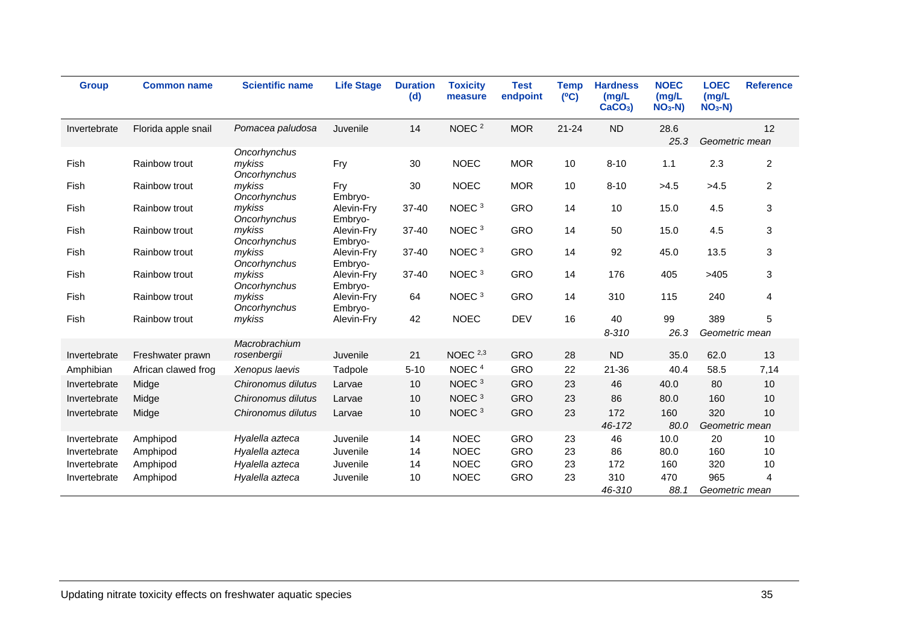| Group | Common name | Scientific name | Life Stage | Duration (d) | Toxicity measure | Test endpoint | Temp (°C) | Hardness (mg/L $CaCO_3$) | NOEC (mg/L $NO_3$-N) | LOEC (mg/L $NO_3$-N) | Reference |
|---|---|---|---|---|---|---|---|---|---|---|---|
| Invertebrate | Florida apple snail | *Pomacea paludosa* | Juvenile | 14 | NOEC [2] | MOR | 21-24 | ND | 28.6 | | 12 |
| | | | | | | | | | *25.3* | *Geometric mean* | |
| Fish | Rainbow trout | *Oncorhynchus mykiss* | Fry | 30 | NOEC | MOR | 10 | 8-10 | 1.1 | 2.3 | 2 |
| Fish | Rainbow trout | *Oncorhynchus mykiss* | Fry | 30 | NOEC | MOR | 10 | 8-10 | >4.5 | >4.5 | 2 |
| Fish | Rainbow trout | *Oncorhynchus mykiss* | Embryo-Alevin-Fry | 37-40 | NOEC [3] | GRO | 14 | 10 | 15.0 | 4.5 | 3 |
| Fish | Rainbow trout | *Oncorhynchus mykiss* | Embryo-Alevin-Fry | 37-40 | NOEC [3] | GRO | 14 | 50 | 15.0 | 4.5 | 3 |
| Fish | Rainbow trout | *Oncorhynchus mykiss* | Embryo-Alevin-Fry | 37-40 | NOEC [3] | GRO | 14 | 92 | 45.0 | 13.5 | 3 |
| Fish | Rainbow trout | *Oncorhynchus mykiss* | Embryo-Alevin-Fry | 37-40 | NOEC [3] | GRO | 14 | 176 | 405 | >405 | 3 |
| Fish | Rainbow trout | *Oncorhynchus mykiss* | Embryo-Alevin-Fry | 64 | NOEC [3] | GRO | 14 | 310 | 115 | 240 | 4 |
| Fish | Rainbow trout | *Oncorhynchus mykiss* | Embryo-Alevin-Fry | 42 | NOEC | DEV | 16 | 40 | 99 | 389 | 5 |
| | | | | | | | | *8-310* | *26.3* | *Geometric mean* | |
| Invertebrate | Freshwater prawn | *Macrobrachium rosenbergii* | Juvenile | 21 | NOEC [2,3] | GRO | 28 | ND | 35.0 | 62.0 | 13 |
| Amphibian | African clawed frog | *Xenopus laevis* | Tadpole | 5-10 | NOEC [4] | GRO | 22 | 21-36 | 40.4 | 58.5 | 7,14 |
| Invertebrate | Midge | *Chironomus dilutus* | Larvae | 10 | NOEC [3] | GRO | 23 | 46 | 40.0 | 80 | 10 |
| Invertebrate | Midge | *Chironomus dilutus* | Larvae | 10 | NOEC [3] | GRO | 23 | 86 | 80.0 | 160 | 10 |
| Invertebrate | Midge | *Chironomus dilutus* | Larvae | 10 | NOEC [3] | GRO | 23 | 172 | 160 | 320 | 10 |
| | | | | | | | | *46-172* | *80.0* | *Geometric mean* | |
| Invertebrate | Amphipod | *Hyalella azteca* | Juvenile | 14 | NOEC | GRO | 23 | 46 | 10.0 | 20 | 10 |
| Invertebrate | Amphipod | *Hyalella azteca* | Juvenile | 14 | NOEC | GRO | 23 | 86 | 80.0 | 160 | 10 |
| Invertebrate | Amphipod | *Hyalella azteca* | Juvenile | 14 | NOEC | GRO | 23 | 172 | 160 | 320 | 10 |
| Invertebrate | Amphipod | *Hyalella azteca* | Juvenile | 10 | NOEC | GRO | 23 | 310 | 470 | 965 | 4 |
| | | | | | | | | *46-310* | *88.1* | *Geometric mean* | |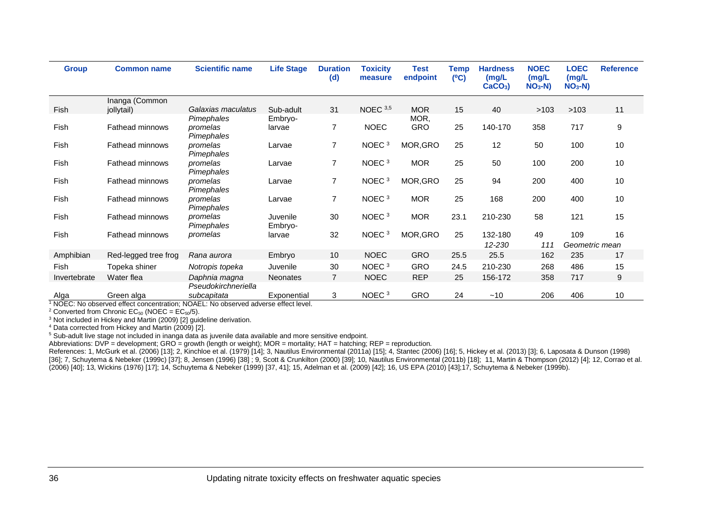| Group | Common name | Scientific name | Life Stage | Duration (d) | Toxicity measure | Test endpoint | Temp (ºC) | Hardness (mg/L $CaCO_3$) | NOEC (mg/L $NO_3$-N) | LOEC (mg/L $NO_3$-N) | Reference |
|---|---|---|---|---|---|---|---|---|---|---|---|
| Fish | Inanga (Common jollytail) | *Galaxias maculatus* | Sub-adult | 31 | NOEC [3,5] | MOR | 15 | 40 | >103 | >103 | 11 |
| Fish | Fathead minnows | *Pimephales promelas* | Embryo-larvae | 7 | NOEC | MOR, GRO | 25 | 140-170 | 358 | 717 | 9 |
| Fish | Fathead minnows | *Pimephales promelas* | Larvae | 7 | NOEC [3] | MOR,GRO | 25 | 12 | 50 | 100 | 10 |
| Fish | Fathead minnows | *Pimephales promelas* | Larvae | 7 | NOEC [3] | MOR | 25 | 50 | 100 | 200 | 10 |
| Fish | Fathead minnows | *Pimephales promelas* | Larvae | 7 | NOEC [3] | MOR,GRO | 25 | 94 | 200 | 400 | 10 |
| Fish | Fathead minnows | *Pimephales promelas* | Larvae | 7 | NOEC [3] | MOR | 25 | 168 | 200 | 400 | 10 |
| Fish | Fathead minnows | *Pimephales promelas* | Juvenile | 30 | NOEC [3] | MOR | 23.1 | 210-230 | 58 | 121 | 15 |
| Fish | Fathead minnows | *Pimephales promelas* | Embryo-larvae | 32 | NOEC [3] | MOR,GRO | 25 | 132-180 | 49 | 109 | 16 |
| | | | | | | | | *12-230* | *111* | *Geometric mean* | |
| Amphibian | Red-legged tree frog | *Rana aurora* | Embryo | 10 | NOEC | GRO | 25.5 | 25.5 | 162 | 235 | 17 |
| Fish | Topeka shiner | *Notropis topeka* | Juvenile | 30 | NOEC [3] | GRO | 24.5 | 210-230 | 268 | 486 | 15 |
| Invertebrate | Water flea | *Daphnia magna* | Neonates | 7 | NOEC | REP | 25 | 156-172 | 358 | 717 | 9 |
| Alga | Green alga | *Pseudokirchneriella subcapitata* | Exponential | 3 | NOEC [3] | GRO | 24 | ~10 | 206 | 406 | 10 |

[1] NOEC: No observed effect concentration; NOAEL: No observed adverse effect level.

[2] Converted from Chronic $EC_{50}$ (NOEC = $EC_{50}$/5).

[3] Not included in Hickey and Martin (2009) [2] guideline derivation.

[4] Data corrected from Hickey and Martin (2009) [2].

[5] Sub-adult live stage not included in inanga data as juvenile data available and more sensitive endpoint.

Abbreviations: DVP = development; GRO = growth (length or weight); MOR = mortality; HAT = hatching; REP = reproduction.

References: 1, McGurk et al. (2006) [13]; 2, Kinchloe et al. (1979) [14]; 3, Nautilus Environmental (2011a) [15]; 4, Stantec (2006) [16]; 5, Hickey et al. (2013) [3]; 6, Laposata & Dunson (1998) [36]; 7, Schuytema & Nebeker (1999c) [37]; 8, Jensen (1996) [38] ; 9, Scott & Crunkilton (2000) [39]; 10, Nautilus Environmental (2011b) [18]; 11, Martin & Thompson (2012) [4]; 12, Corrao et al. (2006) [40]; 13, Wickins (1976) [17]; 14, Schuytema & Nebeker (1999) [37, 41]; 15, Adelman et al. (2009) [42]; 16, US EPA (2010) [43];17, Schuytema & Nebeker (1999b).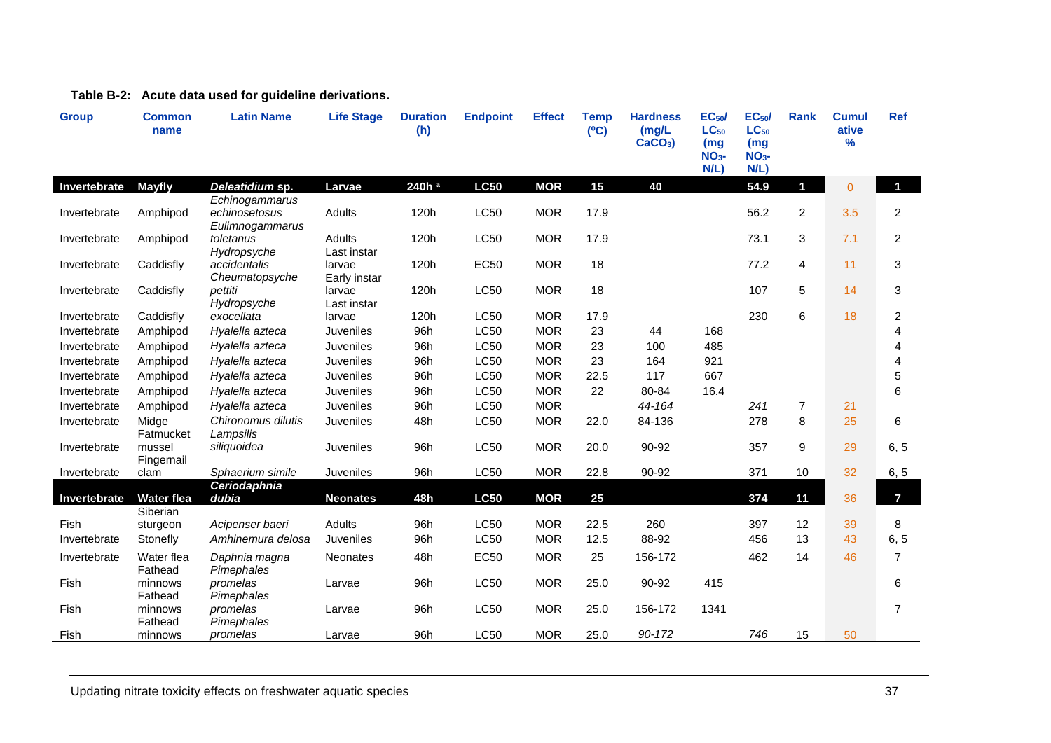**Table B-2: Acute data used for guideline derivations.**

| Group | Common name | Latin Name | Life Stage | Duration (h) | Endpoint | Effect | Temp (ºC) | Hardness (mg/L $CaCO_3$) | $EC_{50}$/ $LC_{50}$ (mg $NO_3$-N/L) | $EC_{50}$/ $LC_{50}$ (mg $NO_3$-N/L) | Rank | Cumulative % | Ref |
|---|---|---|---|---|---|---|---|---|---|---|---|---|---|
| **Invertebrate** | **Mayfly** | ***Deleatidium* sp.** | **Larvae** | **240h [a]** | **LC50** | **MOR** | **15** | **40** | | **54.9** | **1** | 0 | **1** |
| Invertebrate | Amphipod | *Echinogammarus echinosetosus* | Adults | 120h | LC50 | MOR | 17.9 | | | 56.2 | 2 | 3.5 | 2 |
| Invertebrate | Amphipod | *Eulimnogammarus toletanus* | Adults | 120h | LC50 | MOR | 17.9 | | | 73.1 | 3 | 7.1 | 2 |
| Invertebrate | Caddisfly | *Hydropsyche accidentalis* | Last instar larvae | 120h | EC50 | MOR | 18 | | | 77.2 | 4 | 11 | 3 |
| Invertebrate | Caddisfly | *Cheumatopsyche pettiti* | Early instar larvae | 120h | LC50 | MOR | 18 | | | 107 | 5 | 14 | 3 |
| Invertebrate | Caddisfly | *Hydropsyche exocellata* | Last instar larvae | 120h | LC50 | MOR | 17.9 | | | 230 | 6 | 18 | 2 |
| Invertebrate | Amphipod | *Hyalella azteca* | Juveniles | 96h | LC50 | MOR | 23 | 44 | 168 | | | | 4 |
| Invertebrate | Amphipod | *Hyalella azteca* | Juveniles | 96h | LC50 | MOR | 23 | 100 | 485 | | | | 4 |
| Invertebrate | Amphipod | *Hyalella azteca* | Juveniles | 96h | LC50 | MOR | 23 | 164 | 921 | | | | 4 |
| Invertebrate | Amphipod | *Hyalella azteca* | Juveniles | 96h | LC50 | MOR | 22.5 | 117 | 667 | | | | 5 |
| Invertebrate | Amphipod | *Hyalella azteca* | Juveniles | 96h | LC50 | MOR | 22 | 80-84 | 16.4 | | | | 6 |
| Invertebrate | Amphipod | *Hyalella azteca* | Juveniles | 96h | LC50 | MOR | | *44-164* | | *241* | 7 | 21 | |
| Invertebrate | Midge | *Chironomus dilutis* | Juveniles | 48h | LC50 | MOR | 22.0 | 84-136 | | 278 | 8 | 25 | 6 |
| Invertebrate | Fatmucket mussel | *Lampsilis siliquoidea* | Juveniles | 96h | LC50 | MOR | 20.0 | 90-92 | | 357 | 9 | 29 | 6, 5 |
| Invertebrate | Fingernail clam | *Sphaerium simile* | Juveniles | 96h | LC50 | MOR | 22.8 | 90-92 | | 371 | 10 | 32 | 6, 5 |
| **Invertebrate** | **Water flea** | ***Ceriodaphnia dubia*** | **Neonates** | **48h** | **LC50** | **MOR** | **25** | | | **374** | **11** | 36 | **7** |
| Fish | Siberian sturgeon | *Acipenser baeri* | Adults | 96h | LC50 | MOR | 22.5 | 260 | | 397 | 12 | 39 | 8 |
| Invertebrate | Stonefly | *Amhinemura delosa* | Juveniles | 96h | LC50 | MOR | 12.5 | 88-92 | | 456 | 13 | 43 | 6, 5 |
| Invertebrate | Water flea | *Daphnia magna* | Neonates | 48h | EC50 | MOR | 25 | 156-172 | | 462 | 14 | 46 | 7 |
| Fish | Fathead minnows | *Pimephales promelas* | Larvae | 96h | LC50 | MOR | 25.0 | 90-92 | 415 | | | | 6 |
| Fish | Fathead minnows | *Pimephales promelas* | Larvae | 96h | LC50 | MOR | 25.0 | 156-172 | 1341 | | | | 7 |
| Fish | Fathead minnows | *Pimephales promelas* | Larvae | 96h | LC50 | MOR | 25.0 | *90-172* | | *746* | 15 | 50 | |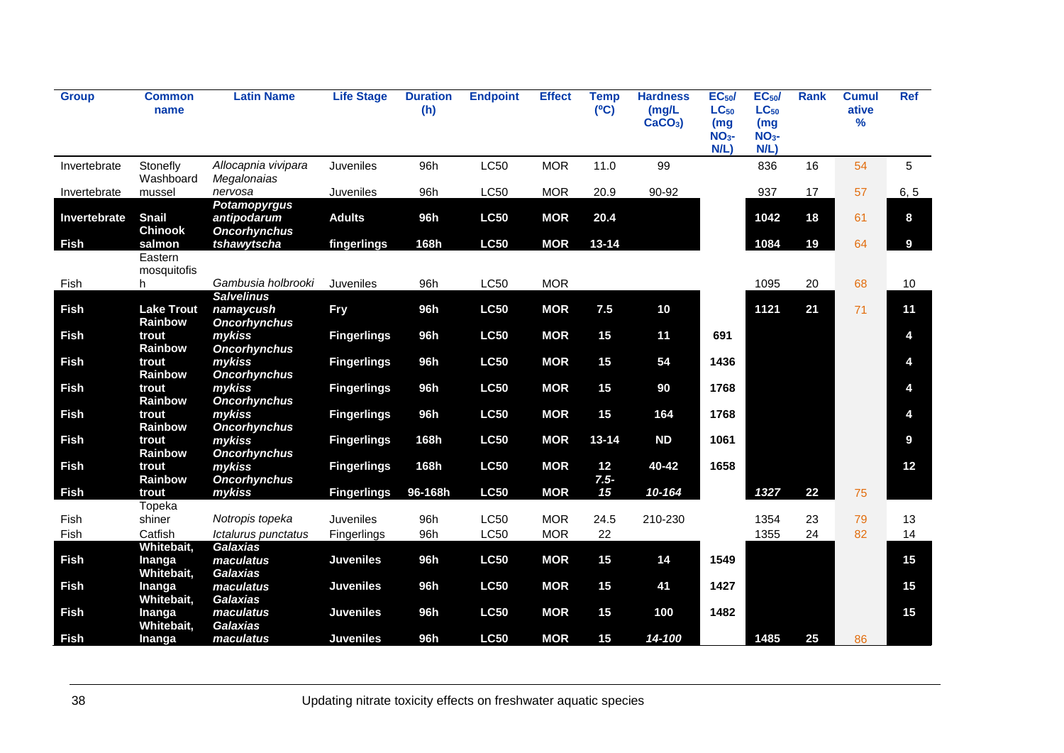| Group | Common name | Latin Name | Life Stage | Duration (h) | Endpoint | Effect | Temp (ºC) | Hardness (mg/L $CaCO_3$) | $EC_{50}$/ $LC_{50}$ (mg $NO_3$-N/L) | $EC_{50}$/ $LC_{50}$ (mg $NO_3$-N/L) | Rank | Cumulative % | Ref |
|---|---|---|---|---|---|---|---|---|---|---|---|---|---|
| Invertebrate | Stonefly | *Allocapnia vivipara* | Juveniles | 96h | LC50 | MOR | 11.0 | 99 | | 836 | 16 | 54 | 5 |
| Invertebrate | Washboard mussel | *Megalonaias nervosa* | Juveniles | 96h | LC50 | MOR | 20.9 | 90-92 | | 937 | 17 | 57 | 6, 5 |
| **Invertebrate** | **Snail** | ***Potamopyrgus antipodarum*** | **Adults** | **96h** | **LC50** | **MOR** | **20.4** | | | **1042** | **18** | 61 | **8** |
| **Fish** | **Chinook salmon** | ***Oncorhynchus tshawytscha*** | **fingerlings** | **168h** | **LC50** | **MOR** | **13-14** | | | **1084** | **19** | 64 | **9** |
| Fish | Eastern mosquitofish | *Gambusia holbrooki* | Juveniles | 96h | LC50 | MOR | | | | 1095 | 20 | 68 | 10 |
| **Fish** | **Lake Trout** | ***Salvelinus namaycush*** | **Fry** | **96h** | **LC50** | **MOR** | **7.5** | **10** | | **1121** | **21** | 71 | **11** |
| **Fish** | **Rainbow trout** | ***Oncorhynchus mykiss*** | **Fingerlings** | **96h** | **LC50** | **MOR** | **15** | **11** | **691** | | | | **4** |
| **Fish** | **Rainbow trout** | ***Oncorhynchus mykiss*** | **Fingerlings** | **96h** | **LC50** | **MOR** | **15** | **54** | **1436** | | | | **4** |
| **Fish** | **Rainbow trout** | ***Oncorhynchus mykiss*** | **Fingerlings** | **96h** | **LC50** | **MOR** | **15** | **90** | **1768** | | | | **4** |
| **Fish** | **Rainbow trout** | ***Oncorhynchus mykiss*** | **Fingerlings** | **96h** | **LC50** | **MOR** | **15** | **164** | **1768** | | | | **4** |
| **Fish** | **Rainbow trout** | ***Oncorhynchus mykiss*** | **Fingerlings** | **168h** | **LC50** | **MOR** | **13-14** | **ND** | **1061** | | | | **9** |
| **Fish** | **Rainbow trout** | ***Oncorhynchus mykiss*** | **Fingerlings** | **168h** | **LC50** | **MOR** | **12** | **40-42** | **1658** | | | | **12** |
| **Fish** | **Rainbow trout** | ***Oncorhynchus mykiss*** | **Fingerlings** | **96-168h** | **LC50** | **MOR** | ***7.5-15*** | ***10-164*** | | ***1327*** | **22** | 75 | |
| Fish | Topeka shiner | *Notropis topeka* | Juveniles | 96h | LC50 | MOR | 24.5 | 210-230 | | 1354 | 23 | 79 | 13 |
| Fish | Catfish | *Ictalurus punctatus* | Fingerlings | 96h | LC50 | MOR | 22 | | | 1355 | 24 | 82 | 14 |
| **Fish** | **Whitebait, Inanga** | ***Galaxias maculatus*** | **Juveniles** | **96h** | **LC50** | **MOR** | **15** | **14** | **1549** | | | | **15** |
| **Fish** | **Whitebait, Inanga** | ***Galaxias maculatus*** | **Juveniles** | **96h** | **LC50** | **MOR** | **15** | **41** | **1427** | | | | **15** |
| **Fish** | **Whitebait, Inanga** | ***Galaxias maculatus*** | **Juveniles** | **96h** | **LC50** | **MOR** | **15** | **100** | **1482** | | | | **15** |
| **Fish** | **Whitebait, Inanga** | ***Galaxias maculatus*** | **Juveniles** | **96h** | **LC50** | **MOR** | **15** | ***14-100*** | | **1485** | **25** | 86 | |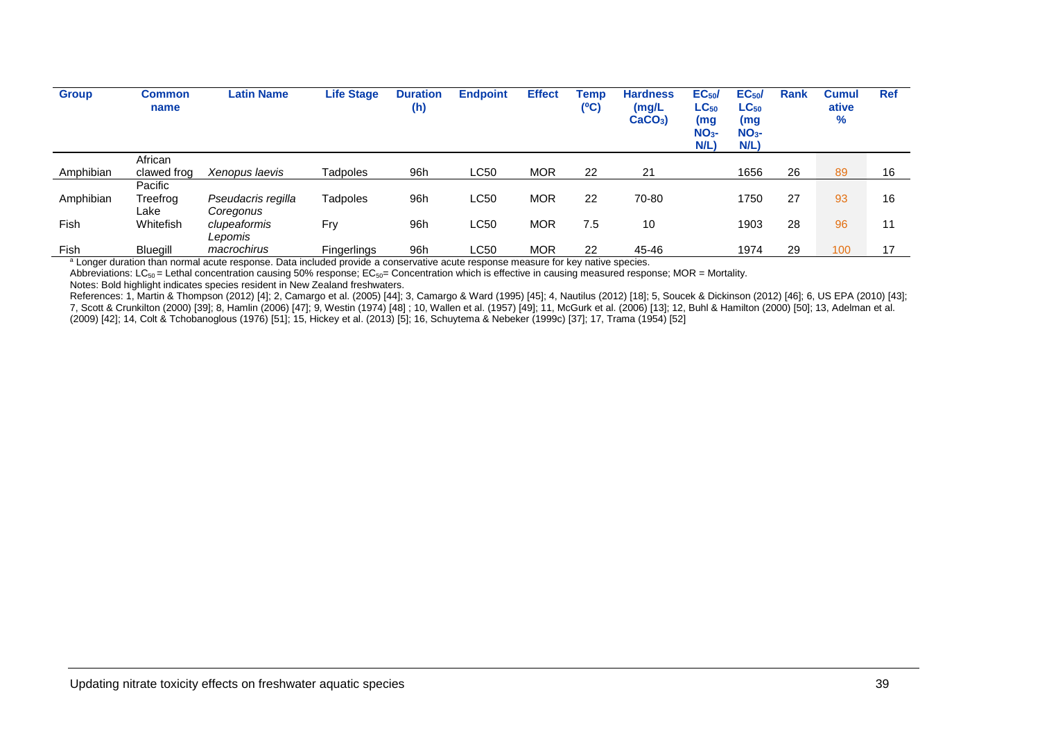| Group | Common name | Latin Name | Life Stage | Duration (h) | Endpoint | Effect | Temp (ºC) | Hardness (mg/L $CaCO_3$) | $EC_{50}$/ $LC_{50}$ (mg $NO_3$-N/L) | $EC_{50}$/ $LC_{50}$ (mg $NO_3$-N/L) | Rank | Cumulative % | Ref |
|---|---|---|---|---|---|---|---|---|---|---|---|---|---|
| Amphibian | African clawed frog | *Xenopus laevis* | Tadpoles | 96h | LC50 | MOR | 22 | 21 | | 1656 | 26 | 89 | 16 |
| Amphibian | Pacific Treefrog | *Pseudacris regilla* | Tadpoles | 96h | LC50 | MOR | 22 | 70-80 | | 1750 | 27 | 93 | 16 |
| Fish | Lake Whitefish | *Coregonus clupeaformis* | Fry | 96h | LC50 | MOR | 7.5 | 10 | | 1903 | 28 | 96 | 11 |
| Fish | Bluegill | *Lepomis macrochirus* | Fingerlings | 96h | LC50 | MOR | 22 | 45-46 | | 1974 | 29 | 100 | 17 |

[a] Longer duration than normal acute response. Data included provide a conservative acute response measure for key native species.

Abbreviations: $LC_{50}$ = Lethal concentration causing 50% response; $EC_{50}$= Concentration which is effective in causing measured response; MOR = Mortality.

Notes: Bold highlight indicates species resident in New Zealand freshwaters.

References: 1, Martin & Thompson (2012) [4]; 2, Camargo et al. (2005) [44]; 3, Camargo & Ward (1995) [45]; 4, Nautilus (2012) [18]; 5, Soucek & Dickinson (2012) [46]; 6, US EPA (2010) [43]; 7, Scott & Crunkilton (2000) [39]; 8, Hamlin (2006) [47]; 9, Westin (1974) [48] ; 10, Wallen et al. (1957) [49]; 11, McGurk et al. (2006) [13]; 12, Buhl & Hamilton (2000) [50]; 13, Adelman et al. (2009) [42]; 14, Colt & Tchobanoglous (1976) [51]; 15, Hickey et al. (2013) [5]; 16, Schuytema & Nebeker (1999c) [37]; 17, Trama (1954) [52]